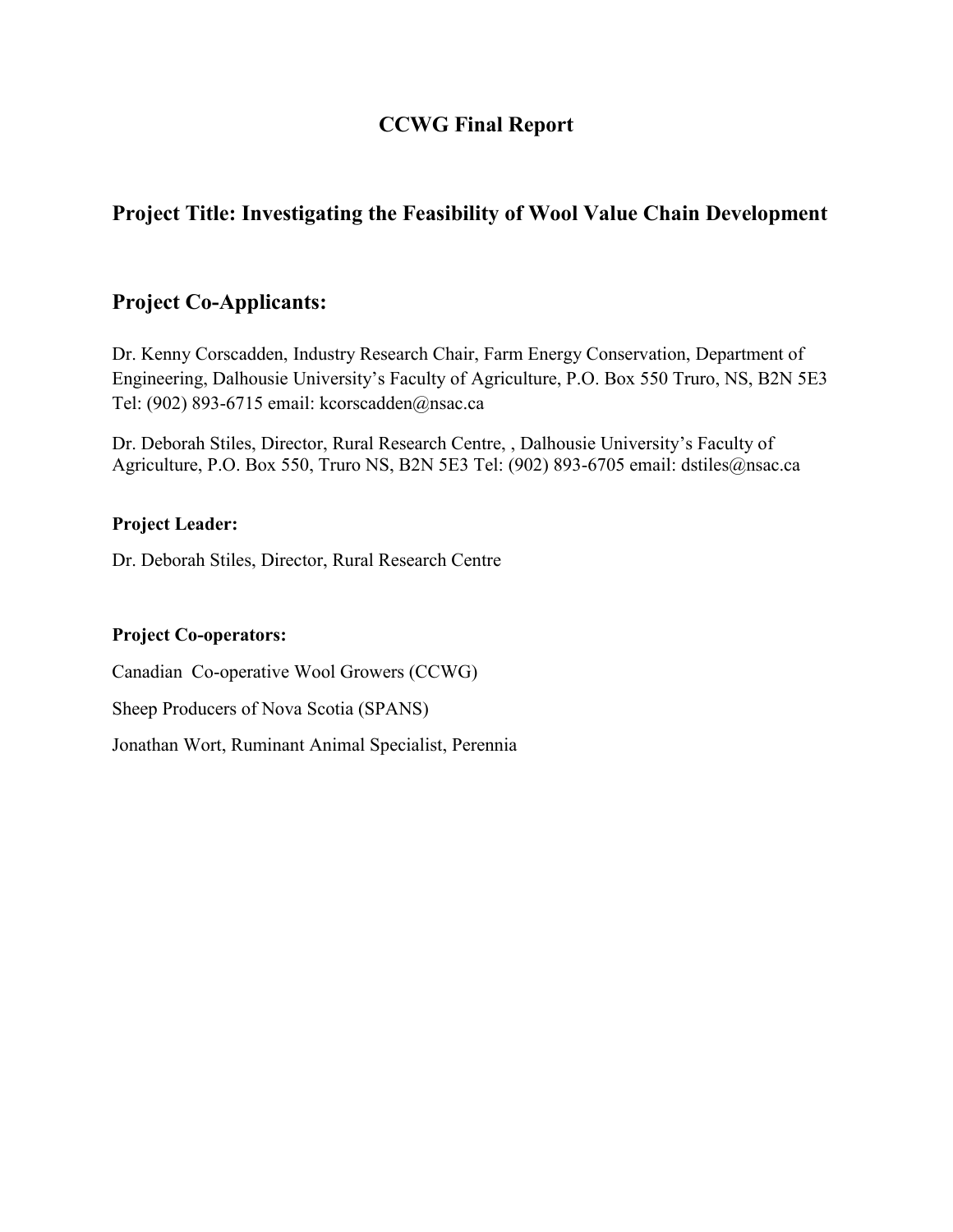# CCWG Final Report

## Project Title: Investigating the Feasibility of Wool Value Chain Development

## Project Co-Applicants:

Dr. Kenny Corscadden, Industry Research Chair, Farm Energy Conservation, Department of Engineering, Dalhousie University's Faculty of Agriculture, P.O. Box 550 Truro, NS, B2N 5E3 Tel: (902) 893-6715 email: kcorscadden@nsac.ca

Dr. Deborah Stiles, Director, Rural Research Centre, , Dalhousie University's Faculty of Agriculture, P.O. Box 550, Truro NS, B2N 5E3 Tel: (902) 893-6705 email: dstiles@nsac.ca

**Project Leader:**

Dr. Deborah Stiles, Director, Rural Research Centre

**Project Co-operators:**

Canadian Co-operative Wool Growers (CCWG)

Sheep Producers of Nova Scotia (SPANS)

Jonathan Wort, Ruminant Animal Specialist, Perennia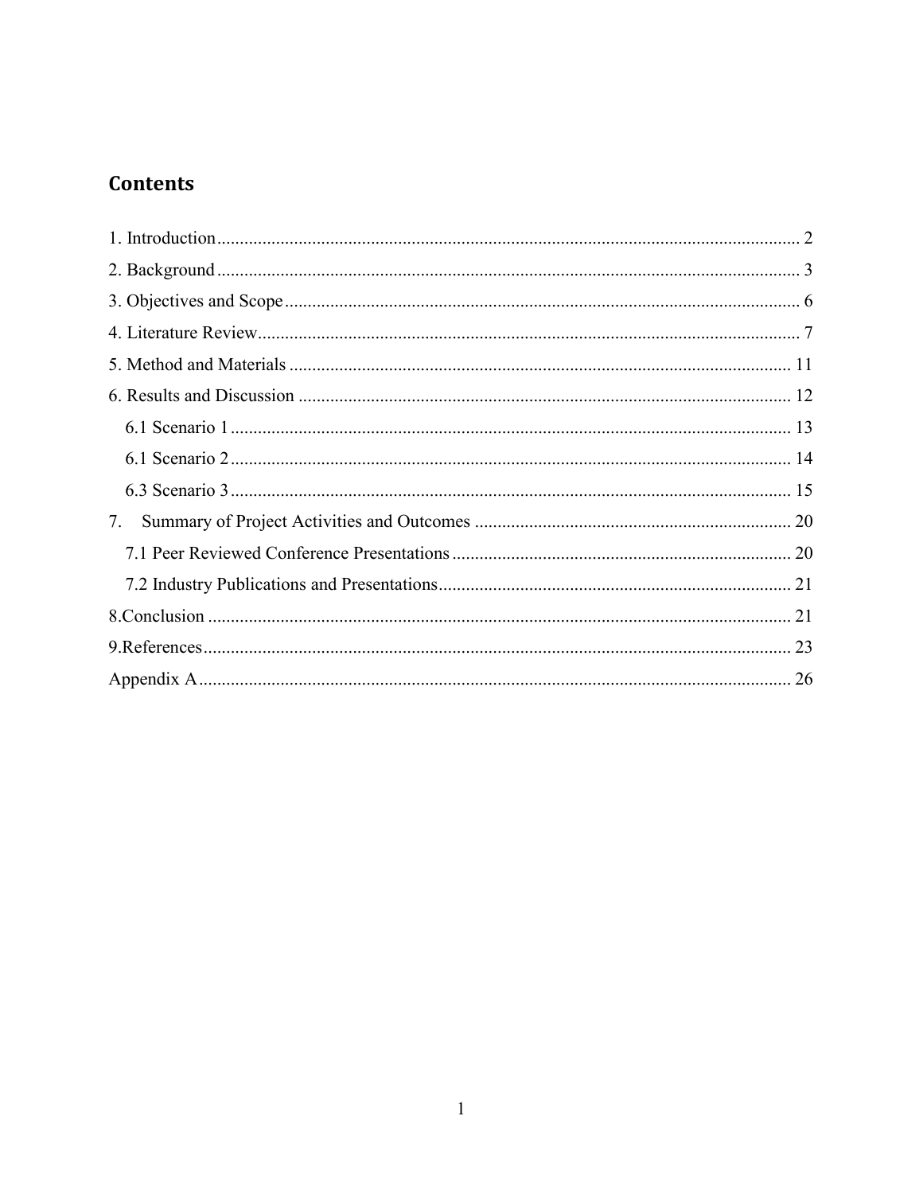# Contents

1. Introduction ........................................................................................................................ 2
2. Background ........................................................................................................................ 3
3. Objectives and Scope ........................................................................................................ 6
4. Literature Review .............................................................................................................. 7
5. Method and Materials ...................................................................................................... 11
6. Results and Discussion .................................................................................................... 12
   - 6.1 Scenario 1 ................................................................................................................ 13
   - 6.1 Scenario 2 ................................................................................................................ 14
   - 6.3 Scenario 3 ................................................................................................................ 15
7. Summary of Project Activities and Outcomes ................................................................ 20
   - 7.1 Peer Reviewed Conference Presentations ............................................................... 20
   - 7.2 Industry Publications and Presentations ................................................................. 21

8.Conclusion ......................................................................................................................... 21

9.References .......................................................................................................................... 23

Appendix A ........................................................................................................................... 26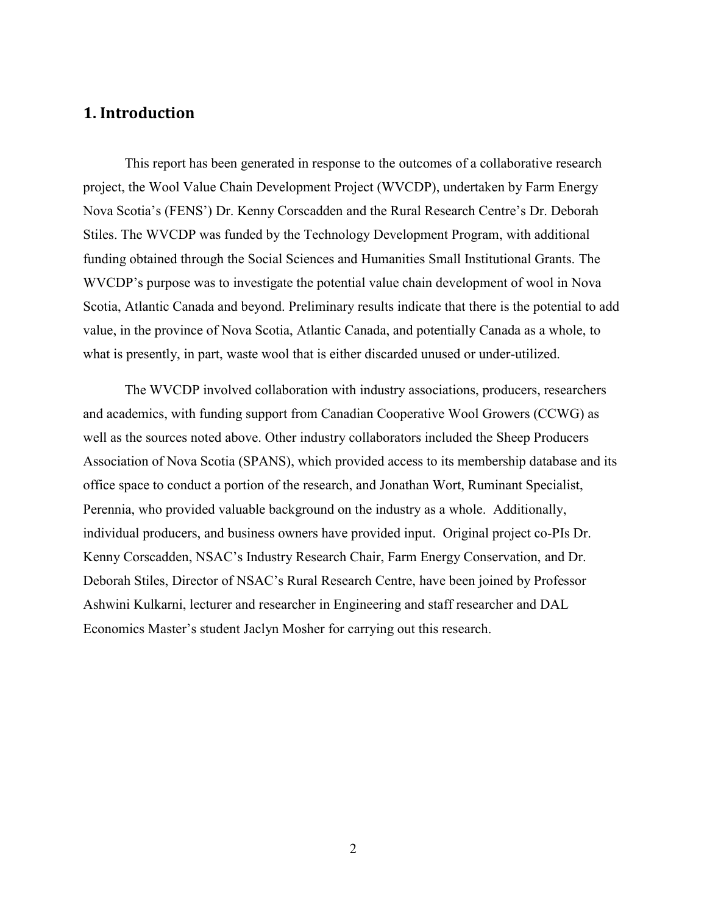## 1. Introduction

This report has been generated in response to the outcomes of a collaborative research project, the Wool Value Chain Development Project (WVCDP), undertaken by Farm Energy Nova Scotia's (FENS') Dr. Kenny Corscadden and the Rural Research Centre's Dr. Deborah Stiles. The WVCDP was funded by the Technology Development Program, with additional funding obtained through the Social Sciences and Humanities Small Institutional Grants. The WVCDP's purpose was to investigate the potential value chain development of wool in Nova Scotia, Atlantic Canada and beyond. Preliminary results indicate that there is the potential to add value, in the province of Nova Scotia, Atlantic Canada, and potentially Canada as a whole, to what is presently, in part, waste wool that is either discarded unused or under-utilized.

The WVCDP involved collaboration with industry associations, producers, researchers and academics, with funding support from Canadian Cooperative Wool Growers (CCWG) as well as the sources noted above. Other industry collaborators included the Sheep Producers Association of Nova Scotia (SPANS), which provided access to its membership database and its office space to conduct a portion of the research, and Jonathan Wort, Ruminant Specialist, Perennia, who provided valuable background on the industry as a whole. Additionally, individual producers, and business owners have provided input. Original project co-PIs Dr. Kenny Corscadden, NSAC's Industry Research Chair, Farm Energy Conservation, and Dr. Deborah Stiles, Director of NSAC's Rural Research Centre, have been joined by Professor Ashwini Kulkarni, lecturer and researcher in Engineering and staff researcher and DAL Economics Master's student Jaclyn Mosher for carrying out this research.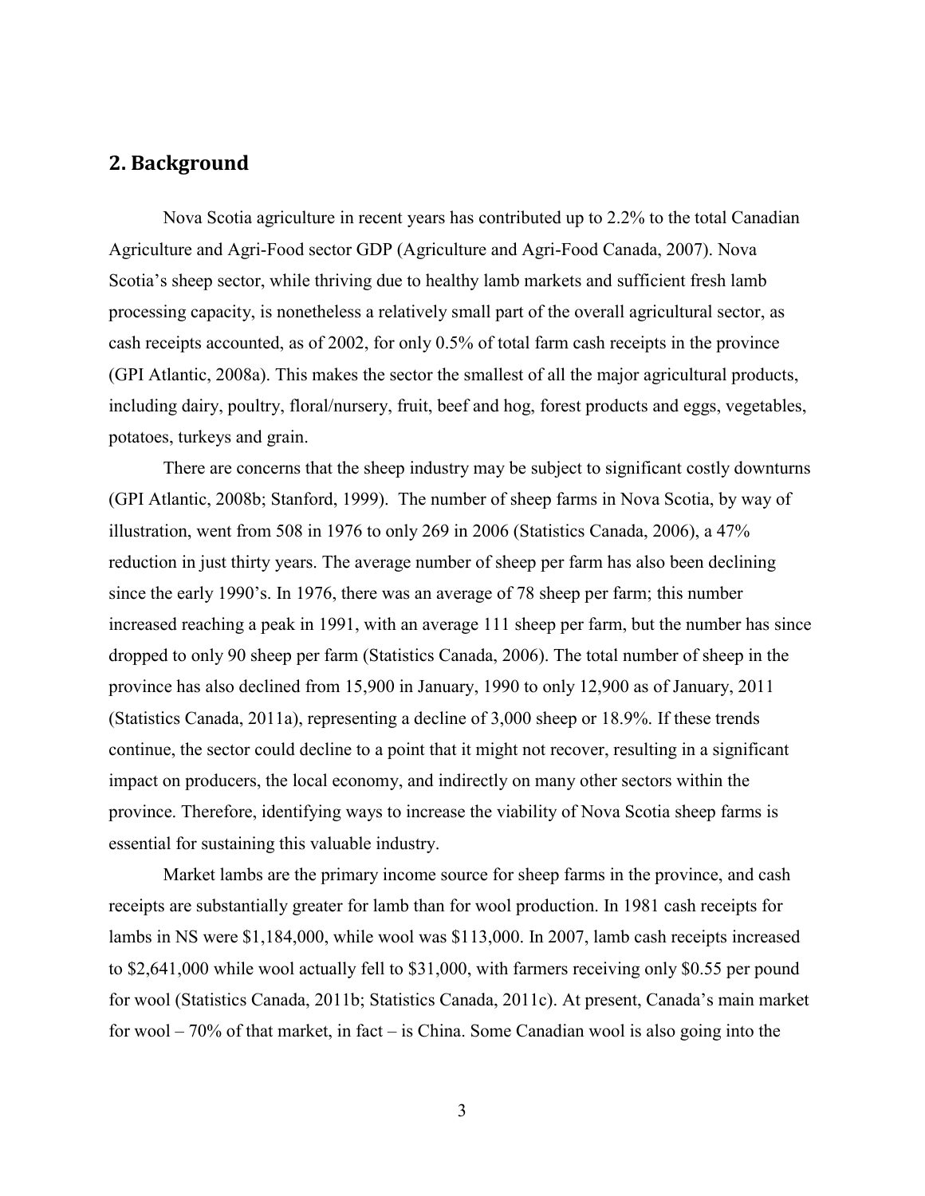## 2. Background

Nova Scotia agriculture in recent years has contributed up to 2.2% to the total Canadian Agriculture and Agri-Food sector GDP (Agriculture and Agri-Food Canada, 2007). Nova Scotia's sheep sector, while thriving due to healthy lamb markets and sufficient fresh lamb processing capacity, is nonetheless a relatively small part of the overall agricultural sector, as cash receipts accounted, as of 2002, for only 0.5% of total farm cash receipts in the province (GPI Atlantic, 2008a). This makes the sector the smallest of all the major agricultural products, including dairy, poultry, floral/nursery, fruit, beef and hog, forest products and eggs, vegetables, potatoes, turkeys and grain.

There are concerns that the sheep industry may be subject to significant costly downturns (GPI Atlantic, 2008b; Stanford, 1999). The number of sheep farms in Nova Scotia, by way of illustration, went from 508 in 1976 to only 269 in 2006 (Statistics Canada, 2006), a 47% reduction in just thirty years. The average number of sheep per farm has also been declining since the early 1990's. In 1976, there was an average of 78 sheep per farm; this number increased reaching a peak in 1991, with an average 111 sheep per farm, but the number has since dropped to only 90 sheep per farm (Statistics Canada, 2006). The total number of sheep in the province has also declined from 15,900 in January, 1990 to only 12,900 as of January, 2011 (Statistics Canada, 2011a), representing a decline of 3,000 sheep or 18.9%. If these trends continue, the sector could decline to a point that it might not recover, resulting in a significant impact on producers, the local economy, and indirectly on many other sectors within the province. Therefore, identifying ways to increase the viability of Nova Scotia sheep farms is essential for sustaining this valuable industry.

Market lambs are the primary income source for sheep farms in the province, and cash receipts are substantially greater for lamb than for wool production. In 1981 cash receipts for lambs in NS were $1,184,000, while wool was $113,000. In 2007, lamb cash receipts increased to $2,641,000 while wool actually fell to $31,000, with farmers receiving only $0.55 per pound for wool (Statistics Canada, 2011b; Statistics Canada, 2011c). At present, Canada's main market for wool – 70% of that market, in fact – is China. Some Canadian wool is also going into the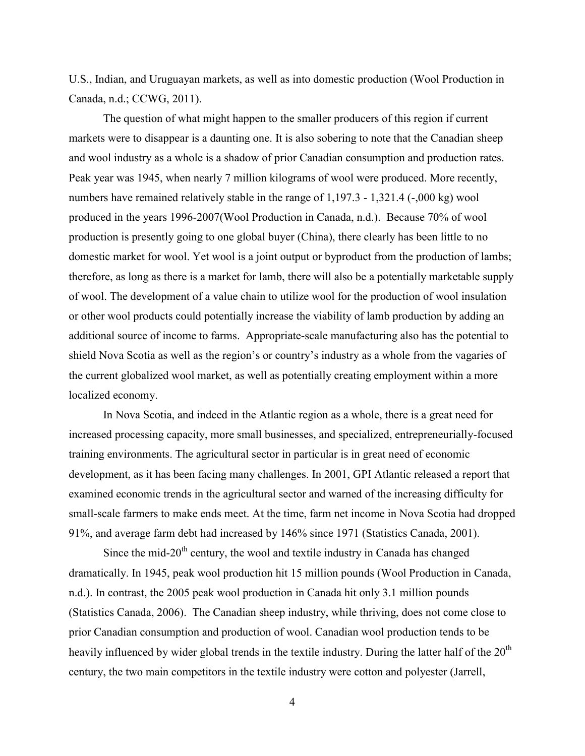U.S., Indian, and Uruguayan markets, as well as into domestic production (Wool Production in Canada, n.d.; CCWG, 2011).

The question of what might happen to the smaller producers of this region if current markets were to disappear is a daunting one. It is also sobering to note that the Canadian sheep and wool industry as a whole is a shadow of prior Canadian consumption and production rates. Peak year was 1945, when nearly 7 million kilograms of wool were produced. More recently, numbers have remained relatively stable in the range of 1,197.3 - 1,321.4 (-,000 kg) wool produced in the years 1996-2007(Wool Production in Canada, n.d.). Because 70% of wool production is presently going to one global buyer (China), there clearly has been little to no domestic market for wool. Yet wool is a joint output or byproduct from the production of lambs; therefore, as long as there is a market for lamb, there will also be a potentially marketable supply of wool. The development of a value chain to utilize wool for the production of wool insulation or other wool products could potentially increase the viability of lamb production by adding an additional source of income to farms. Appropriate-scale manufacturing also has the potential to shield Nova Scotia as well as the region's or country's industry as a whole from the vagaries of the current globalized wool market, as well as potentially creating employment within a more localized economy.

In Nova Scotia, and indeed in the Atlantic region as a whole, there is a great need for increased processing capacity, more small businesses, and specialized, entrepreneurially-focused training environments. The agricultural sector in particular is in great need of economic development, as it has been facing many challenges. In 2001, GPI Atlantic released a report that examined economic trends in the agricultural sector and warned of the increasing difficulty for small-scale farmers to make ends meet. At the time, farm net income in Nova Scotia had dropped 91%, and average farm debt had increased by 146% since 1971 (Statistics Canada, 2001).

Since the mid-20th century, the wool and textile industry in Canada has changed dramatically. In 1945, peak wool production hit 15 million pounds (Wool Production in Canada, n.d.). In contrast, the 2005 peak wool production in Canada hit only 3.1 million pounds (Statistics Canada, 2006). The Canadian sheep industry, while thriving, does not come close to prior Canadian consumption and production of wool. Canadian wool production tends to be heavily influenced by wider global trends in the textile industry. During the latter half of the 20th century, the two main competitors in the textile industry were cotton and polyester (Jarrell,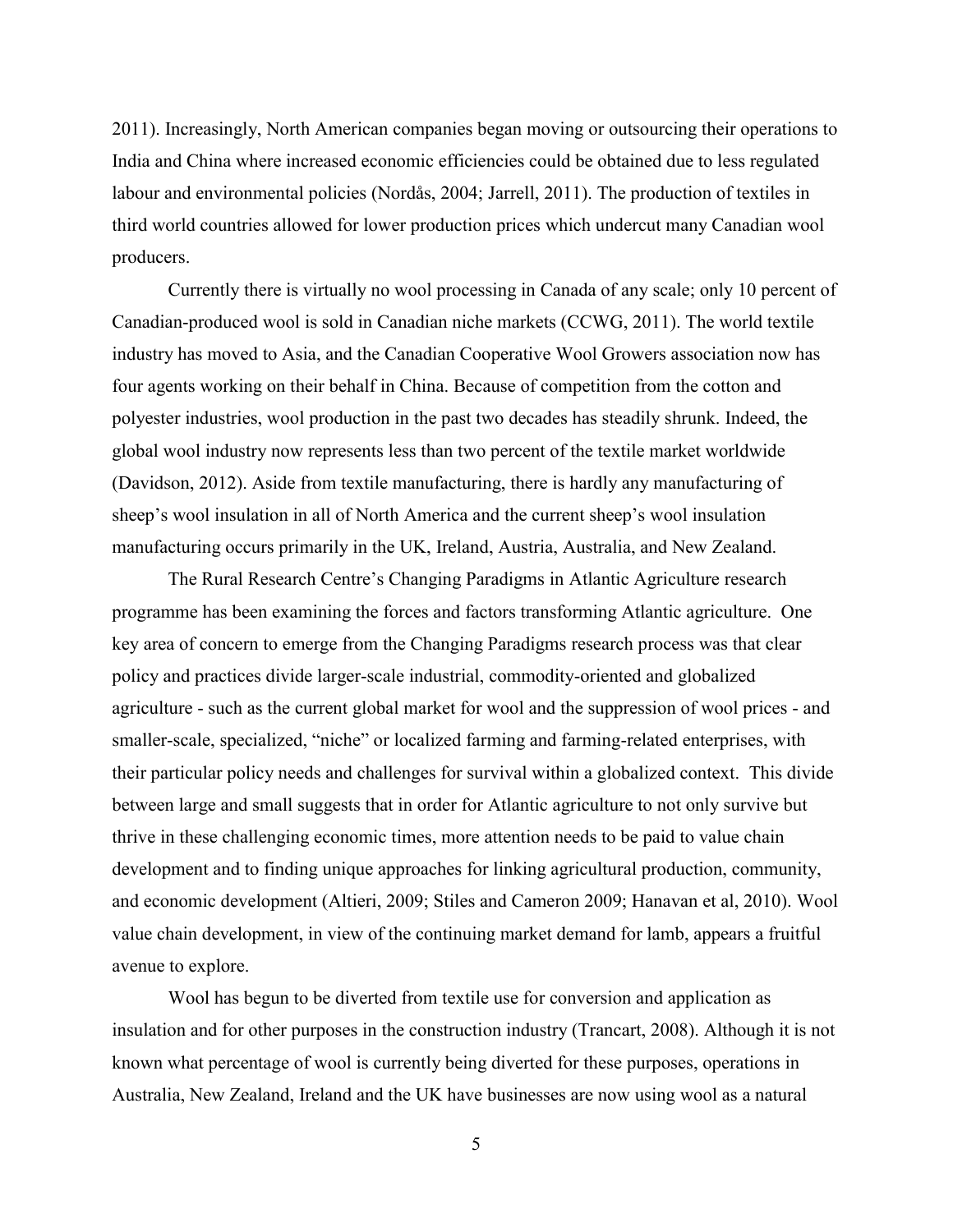2011). Increasingly, North American companies began moving or outsourcing their operations to India and China where increased economic efficiencies could be obtained due to less regulated labour and environmental policies (Nordås, 2004; Jarrell, 2011). The production of textiles in third world countries allowed for lower production prices which undercut many Canadian wool producers.

Currently there is virtually no wool processing in Canada of any scale; only 10 percent of Canadian-produced wool is sold in Canadian niche markets (CCWG, 2011). The world textile industry has moved to Asia, and the Canadian Cooperative Wool Growers association now has four agents working on their behalf in China. Because of competition from the cotton and polyester industries, wool production in the past two decades has steadily shrunk. Indeed, the global wool industry now represents less than two percent of the textile market worldwide (Davidson, 2012). Aside from textile manufacturing, there is hardly any manufacturing of sheep's wool insulation in all of North America and the current sheep's wool insulation manufacturing occurs primarily in the UK, Ireland, Austria, Australia, and New Zealand.

The Rural Research Centre's Changing Paradigms in Atlantic Agriculture research programme has been examining the forces and factors transforming Atlantic agriculture. One key area of concern to emerge from the Changing Paradigms research process was that clear policy and practices divide larger-scale industrial, commodity-oriented and globalized agriculture - such as the current global market for wool and the suppression of wool prices - and smaller-scale, specialized, "niche" or localized farming and farming-related enterprises, with their particular policy needs and challenges for survival within a globalized context. This divide between large and small suggests that in order for Atlantic agriculture to not only survive but thrive in these challenging economic times, more attention needs to be paid to value chain development and to finding unique approaches for linking agricultural production, community, and economic development (Altieri, 2009; Stiles and Cameron 2009; Hanavan et al, 2010). Wool value chain development, in view of the continuing market demand for lamb, appears a fruitful avenue to explore.

Wool has begun to be diverted from textile use for conversion and application as insulation and for other purposes in the construction industry (Trancart, 2008). Although it is not known what percentage of wool is currently being diverted for these purposes, operations in Australia, New Zealand, Ireland and the UK have businesses are now using wool as a natural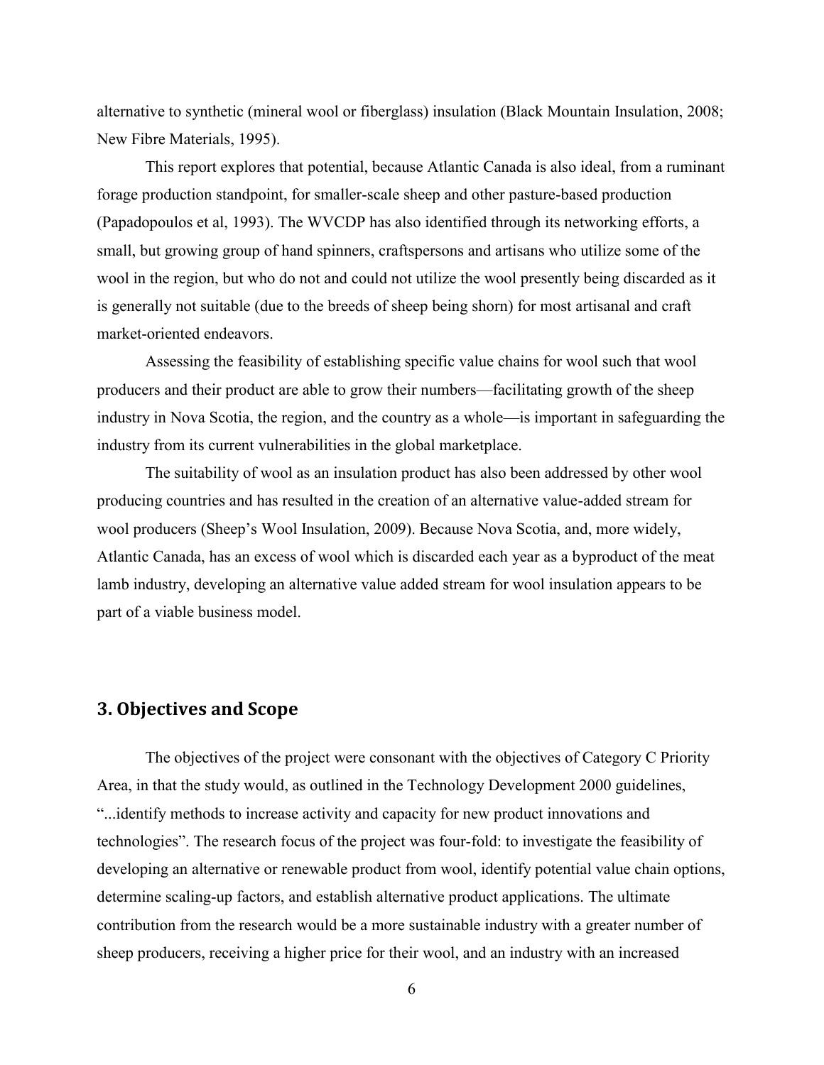alternative to synthetic (mineral wool or fiberglass) insulation (Black Mountain Insulation, 2008; New Fibre Materials, 1995).

This report explores that potential, because Atlantic Canada is also ideal, from a ruminant forage production standpoint, for smaller-scale sheep and other pasture-based production (Papadopoulos et al, 1993). The WVCDP has also identified through its networking efforts, a small, but growing group of hand spinners, craftspersons and artisans who utilize some of the wool in the region, but who do not and could not utilize the wool presently being discarded as it is generally not suitable (due to the breeds of sheep being shorn) for most artisanal and craft market-oriented endeavors.

Assessing the feasibility of establishing specific value chains for wool such that wool producers and their product are able to grow their numbers—facilitating growth of the sheep industry in Nova Scotia, the region, and the country as a whole—is important in safeguarding the industry from its current vulnerabilities in the global marketplace.

The suitability of wool as an insulation product has also been addressed by other wool producing countries and has resulted in the creation of an alternative value-added stream for wool producers (Sheep's Wool Insulation, 2009). Because Nova Scotia, and, more widely, Atlantic Canada, has an excess of wool which is discarded each year as a byproduct of the meat lamb industry, developing an alternative value added stream for wool insulation appears to be part of a viable business model.

## 3. Objectives and Scope

The objectives of the project were consonant with the objectives of Category C Priority Area, in that the study would, as outlined in the Technology Development 2000 guidelines, "...identify methods to increase activity and capacity for new product innovations and technologies". The research focus of the project was four-fold: to investigate the feasibility of developing an alternative or renewable product from wool, identify potential value chain options, determine scaling-up factors, and establish alternative product applications. The ultimate contribution from the research would be a more sustainable industry with a greater number of sheep producers, receiving a higher price for their wool, and an industry with an increased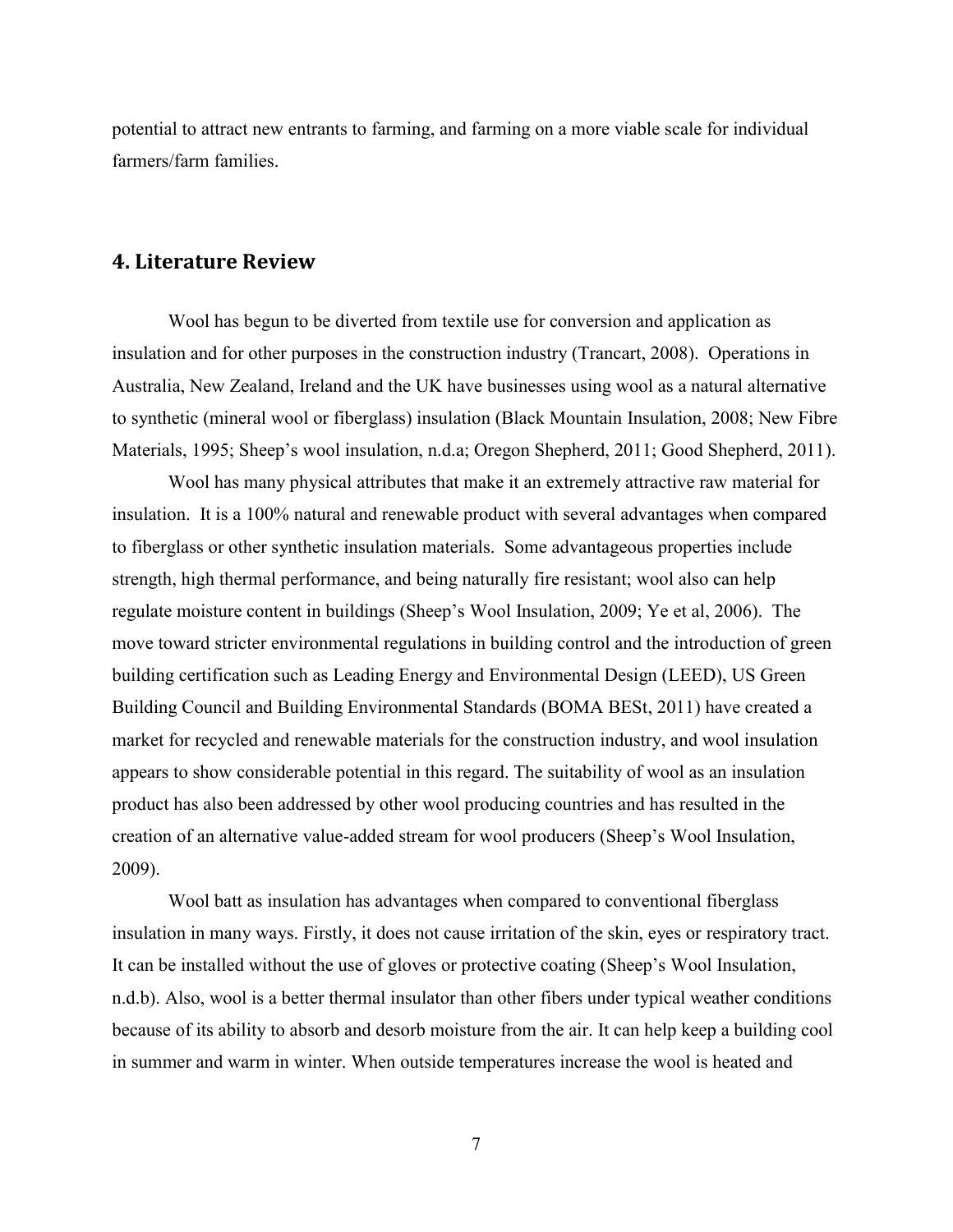potential to attract new entrants to farming, and farming on a more viable scale for individual farmers/farm families.

## 4. Literature Review

Wool has begun to be diverted from textile use for conversion and application as insulation and for other purposes in the construction industry (Trancart, 2008). Operations in Australia, New Zealand, Ireland and the UK have businesses using wool as a natural alternative to synthetic (mineral wool or fiberglass) insulation (Black Mountain Insulation, 2008; New Fibre Materials, 1995; Sheep's wool insulation, n.d.a; Oregon Shepherd, 2011; Good Shepherd, 2011).

Wool has many physical attributes that make it an extremely attractive raw material for insulation. It is a 100% natural and renewable product with several advantages when compared to fiberglass or other synthetic insulation materials. Some advantageous properties include strength, high thermal performance, and being naturally fire resistant; wool also can help regulate moisture content in buildings (Sheep's Wool Insulation, 2009; Ye et al, 2006). The move toward stricter environmental regulations in building control and the introduction of green building certification such as Leading Energy and Environmental Design (LEED), US Green Building Council and Building Environmental Standards (BOMA BESt, 2011) have created a market for recycled and renewable materials for the construction industry, and wool insulation appears to show considerable potential in this regard. The suitability of wool as an insulation product has also been addressed by other wool producing countries and has resulted in the creation of an alternative value-added stream for wool producers (Sheep's Wool Insulation, 2009).

Wool batt as insulation has advantages when compared to conventional fiberglass insulation in many ways. Firstly, it does not cause irritation of the skin, eyes or respiratory tract. It can be installed without the use of gloves or protective coating (Sheep's Wool Insulation, n.d.b). Also, wool is a better thermal insulator than other fibers under typical weather conditions because of its ability to absorb and desorb moisture from the air. It can help keep a building cool in summer and warm in winter. When outside temperatures increase the wool is heated and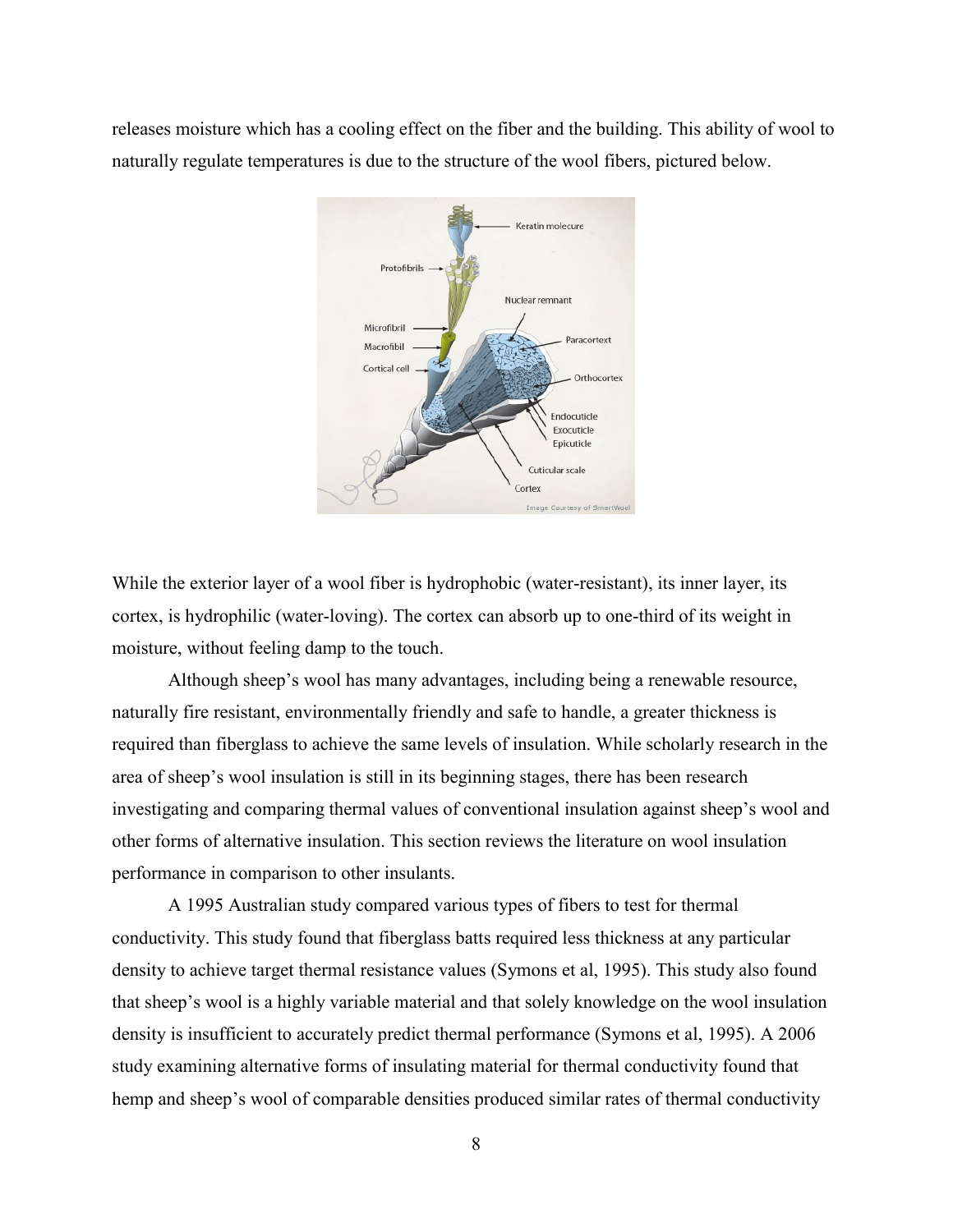releases moisture which has a cooling effect on the fiber and the building. This ability of wool to naturally regulate temperatures is due to the structure of the wool fibers, pictured below.

While the exterior layer of a wool fiber is hydrophobic (water-resistant), its inner layer, its cortex, is hydrophilic (water-loving). The cortex can absorb up to one-third of its weight in moisture, without feeling damp to the touch.

Although sheep's wool has many advantages, including being a renewable resource, naturally fire resistant, environmentally friendly and safe to handle, a greater thickness is required than fiberglass to achieve the same levels of insulation. While scholarly research in the area of sheep's wool insulation is still in its beginning stages, there has been research investigating and comparing thermal values of conventional insulation against sheep's wool and other forms of alternative insulation. This section reviews the literature on wool insulation performance in comparison to other insulants.

A 1995 Australian study compared various types of fibers to test for thermal conductivity. This study found that fiberglass batts required less thickness at any particular density to achieve target thermal resistance values (Symons et al, 1995). This study also found that sheep's wool is a highly variable material and that solely knowledge on the wool insulation density is insufficient to accurately predict thermal performance (Symons et al, 1995). A 2006 study examining alternative forms of insulating material for thermal conductivity found that hemp and sheep's wool of comparable densities produced similar rates of thermal conductivity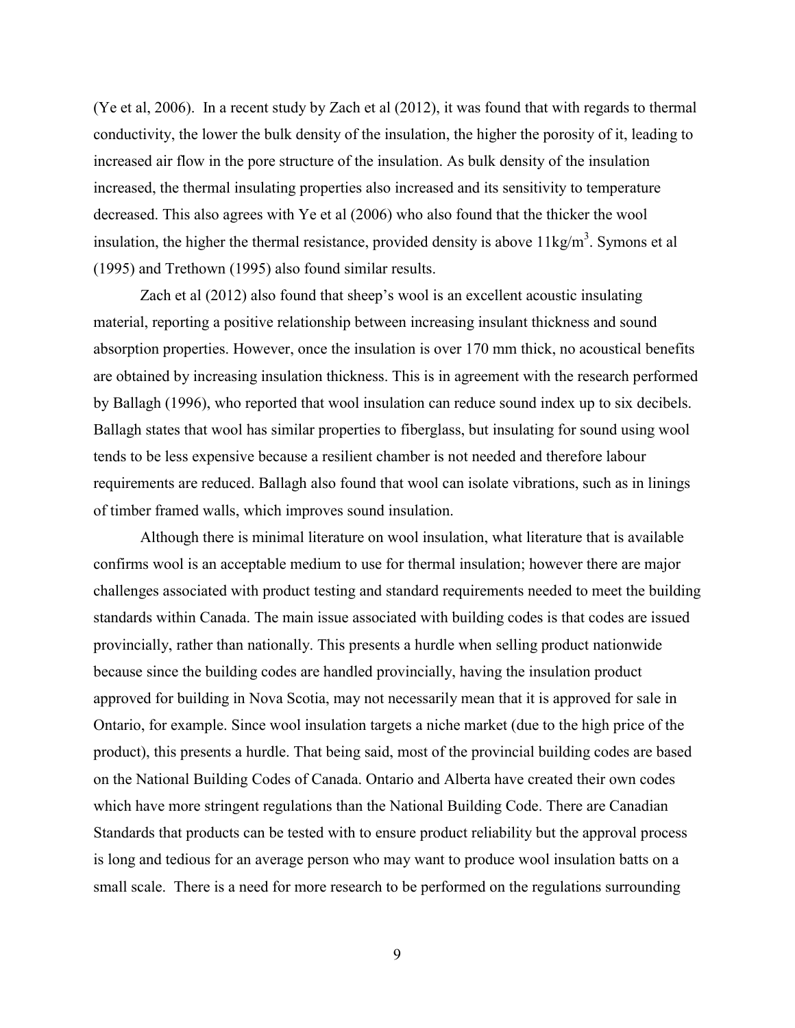(Ye et al, 2006). In a recent study by Zach et al (2012), it was found that with regards to thermal conductivity, the lower the bulk density of the insulation, the higher the porosity of it, leading to increased air flow in the pore structure of the insulation. As bulk density of the insulation increased, the thermal insulating properties also increased and its sensitivity to temperature decreased. This also agrees with Ye et al (2006) who also found that the thicker the wool insulation, the higher the thermal resistance, provided density is above $11kg/m^3$. Symons et al (1995) and Trethown (1995) also found similar results.

Zach et al (2012) also found that sheep's wool is an excellent acoustic insulating material, reporting a positive relationship between increasing insulant thickness and sound absorption properties. However, once the insulation is over 170 mm thick, no acoustical benefits are obtained by increasing insulation thickness. This is in agreement with the research performed by Ballagh (1996), who reported that wool insulation can reduce sound index up to six decibels. Ballagh states that wool has similar properties to fiberglass, but insulating for sound using wool tends to be less expensive because a resilient chamber is not needed and therefore labour requirements are reduced. Ballagh also found that wool can isolate vibrations, such as in linings of timber framed walls, which improves sound insulation.

Although there is minimal literature on wool insulation, what literature that is available confirms wool is an acceptable medium to use for thermal insulation; however there are major challenges associated with product testing and standard requirements needed to meet the building standards within Canada. The main issue associated with building codes is that codes are issued provincially, rather than nationally. This presents a hurdle when selling product nationwide because since the building codes are handled provincially, having the insulation product approved for building in Nova Scotia, may not necessarily mean that it is approved for sale in Ontario, for example. Since wool insulation targets a niche market (due to the high price of the product), this presents a hurdle. That being said, most of the provincial building codes are based on the National Building Codes of Canada. Ontario and Alberta have created their own codes which have more stringent regulations than the National Building Code. There are Canadian Standards that products can be tested with to ensure product reliability but the approval process is long and tedious for an average person who may want to produce wool insulation batts on a small scale. There is a need for more research to be performed on the regulations surrounding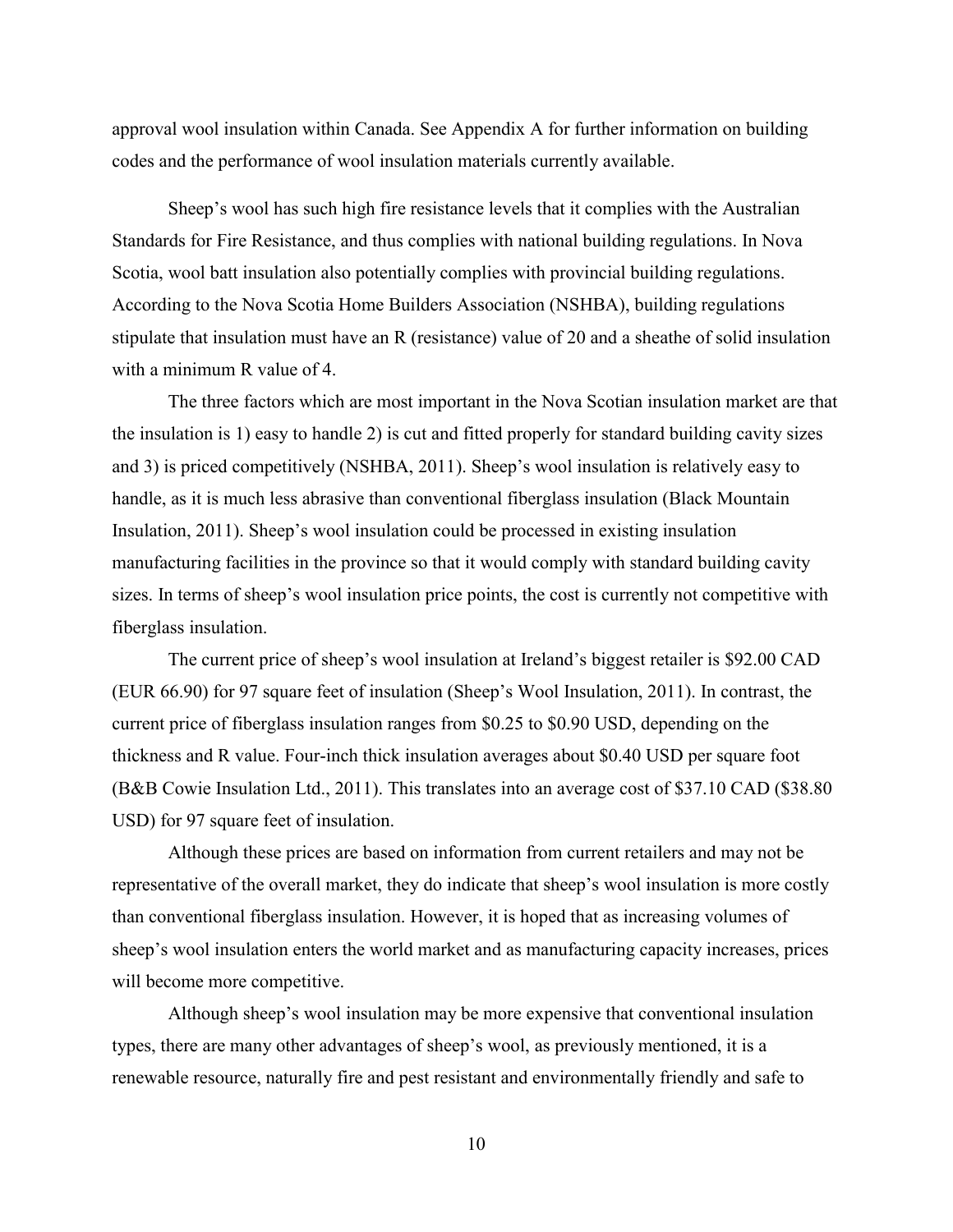approval wool insulation within Canada. See Appendix A for further information on building codes and the performance of wool insulation materials currently available.

Sheep's wool has such high fire resistance levels that it complies with the Australian Standards for Fire Resistance, and thus complies with national building regulations. In Nova Scotia, wool batt insulation also potentially complies with provincial building regulations. According to the Nova Scotia Home Builders Association (NSHBA), building regulations stipulate that insulation must have an R (resistance) value of 20 and a sheathe of solid insulation with a minimum R value of 4.

The three factors which are most important in the Nova Scotian insulation market are that the insulation is 1) easy to handle 2) is cut and fitted properly for standard building cavity sizes and 3) is priced competitively (NSHBA, 2011). Sheep's wool insulation is relatively easy to handle, as it is much less abrasive than conventional fiberglass insulation (Black Mountain Insulation, 2011). Sheep's wool insulation could be processed in existing insulation manufacturing facilities in the province so that it would comply with standard building cavity sizes. In terms of sheep's wool insulation price points, the cost is currently not competitive with fiberglass insulation.

The current price of sheep's wool insulation at Ireland's biggest retailer is $92.00 CAD (EUR 66.90) for 97 square feet of insulation (Sheep's Wool Insulation, 2011). In contrast, the current price of fiberglass insulation ranges from $0.25 to $0.90 USD, depending on the thickness and R value. Four-inch thick insulation averages about $0.40 USD per square foot (B&B Cowie Insulation Ltd., 2011). This translates into an average cost of $37.10 CAD ($38.80 USD) for 97 square feet of insulation.

Although these prices are based on information from current retailers and may not be representative of the overall market, they do indicate that sheep's wool insulation is more costly than conventional fiberglass insulation. However, it is hoped that as increasing volumes of sheep's wool insulation enters the world market and as manufacturing capacity increases, prices will become more competitive.

Although sheep's wool insulation may be more expensive that conventional insulation types, there are many other advantages of sheep's wool, as previously mentioned, it is a renewable resource, naturally fire and pest resistant and environmentally friendly and safe to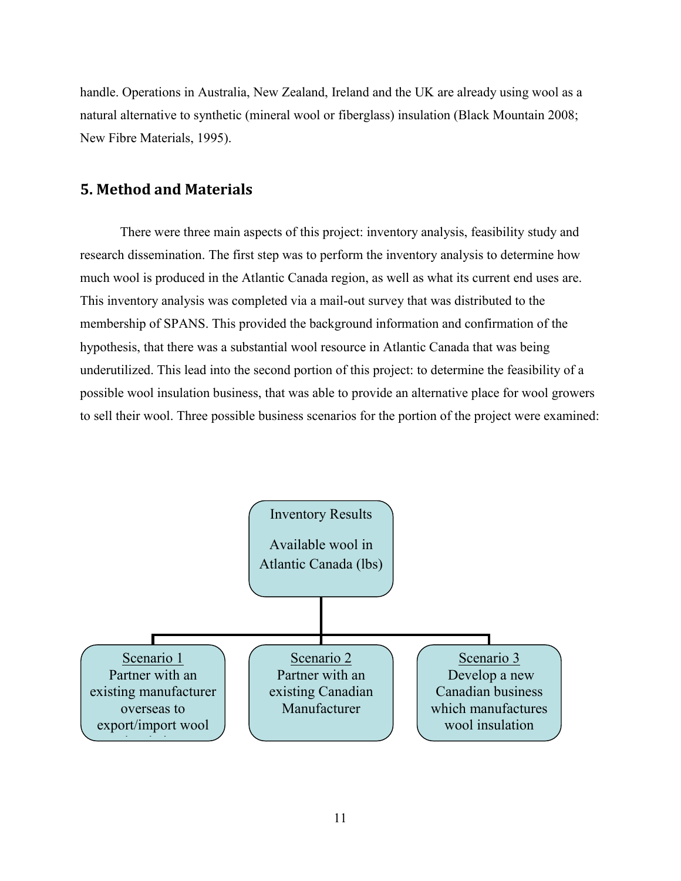handle. Operations in Australia, New Zealand, Ireland and the UK are already using wool as a natural alternative to synthetic (mineral wool or fiberglass) insulation (Black Mountain 2008; New Fibre Materials, 1995).

## 5. Method and Materials

There were three main aspects of this project: inventory analysis, feasibility study and research dissemination. The first step was to perform the inventory analysis to determine how much wool is produced in the Atlantic Canada region, as well as what its current end uses are. This inventory analysis was completed via a mail-out survey that was distributed to the membership of SPANS. This provided the background information and confirmation of the hypothesis, that there was a substantial wool resource in Atlantic Canada that was being underutilized. This lead into the second portion of this project: to determine the feasibility of a possible wool insulation business, that was able to provide an alternative place for wool growers to sell their wool. Three possible business scenarios for the portion of the project were examined:

Inventory Results

Available wool in Atlantic Canada (lbs)

- Scenario 1: Partner with an existing manufacturer overseas to export/import wool
- Scenario 2: Partner with an existing Canadian Manufacturer
- Scenario 3: Develop a new Canadian business which manufactures wool insulation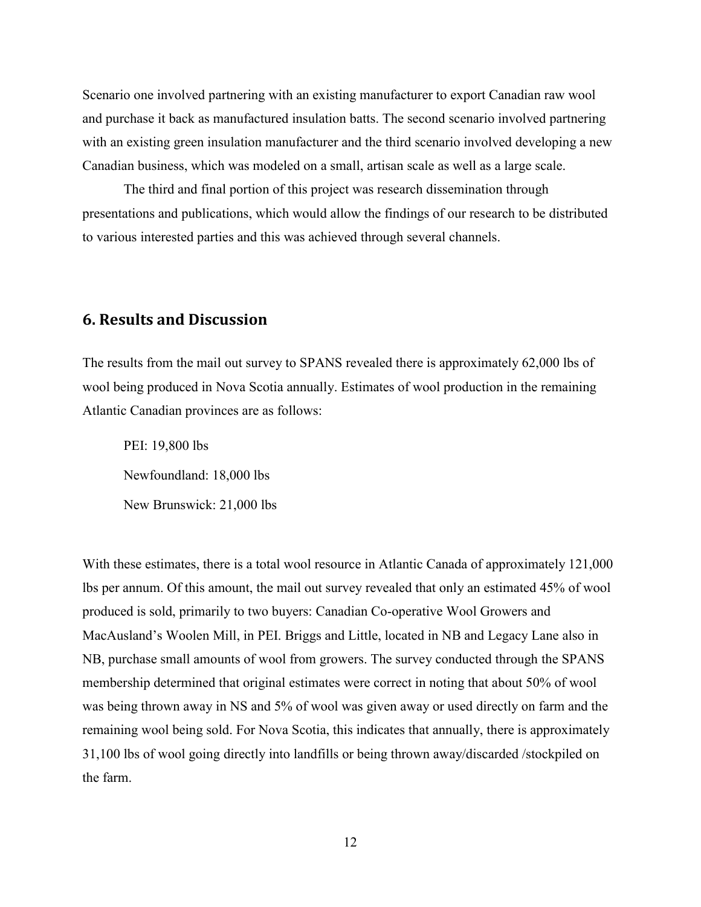Scenario one involved partnering with an existing manufacturer to export Canadian raw wool and purchase it back as manufactured insulation batts. The second scenario involved partnering with an existing green insulation manufacturer and the third scenario involved developing a new Canadian business, which was modeled on a small, artisan scale as well as a large scale.

The third and final portion of this project was research dissemination through presentations and publications, which would allow the findings of our research to be distributed to various interested parties and this was achieved through several channels.

## 6. Results and Discussion

The results from the mail out survey to SPANS revealed there is approximately 62,000 lbs of wool being produced in Nova Scotia annually. Estimates of wool production in the remaining Atlantic Canadian provinces are as follows:

PEI: 19,800 lbs

Newfoundland: 18,000 lbs

New Brunswick: 21,000 lbs

With these estimates, there is a total wool resource in Atlantic Canada of approximately 121,000 lbs per annum. Of this amount, the mail out survey revealed that only an estimated 45% of wool produced is sold, primarily to two buyers: Canadian Co-operative Wool Growers and MacAusland's Woolen Mill, in PEI. Briggs and Little, located in NB and Legacy Lane also in NB, purchase small amounts of wool from growers. The survey conducted through the SPANS membership determined that original estimates were correct in noting that about 50% of wool was being thrown away in NS and 5% of wool was given away or used directly on farm and the remaining wool being sold. For Nova Scotia, this indicates that annually, there is approximately 31,100 lbs of wool going directly into landfills or being thrown away/discarded /stockpiled on the farm.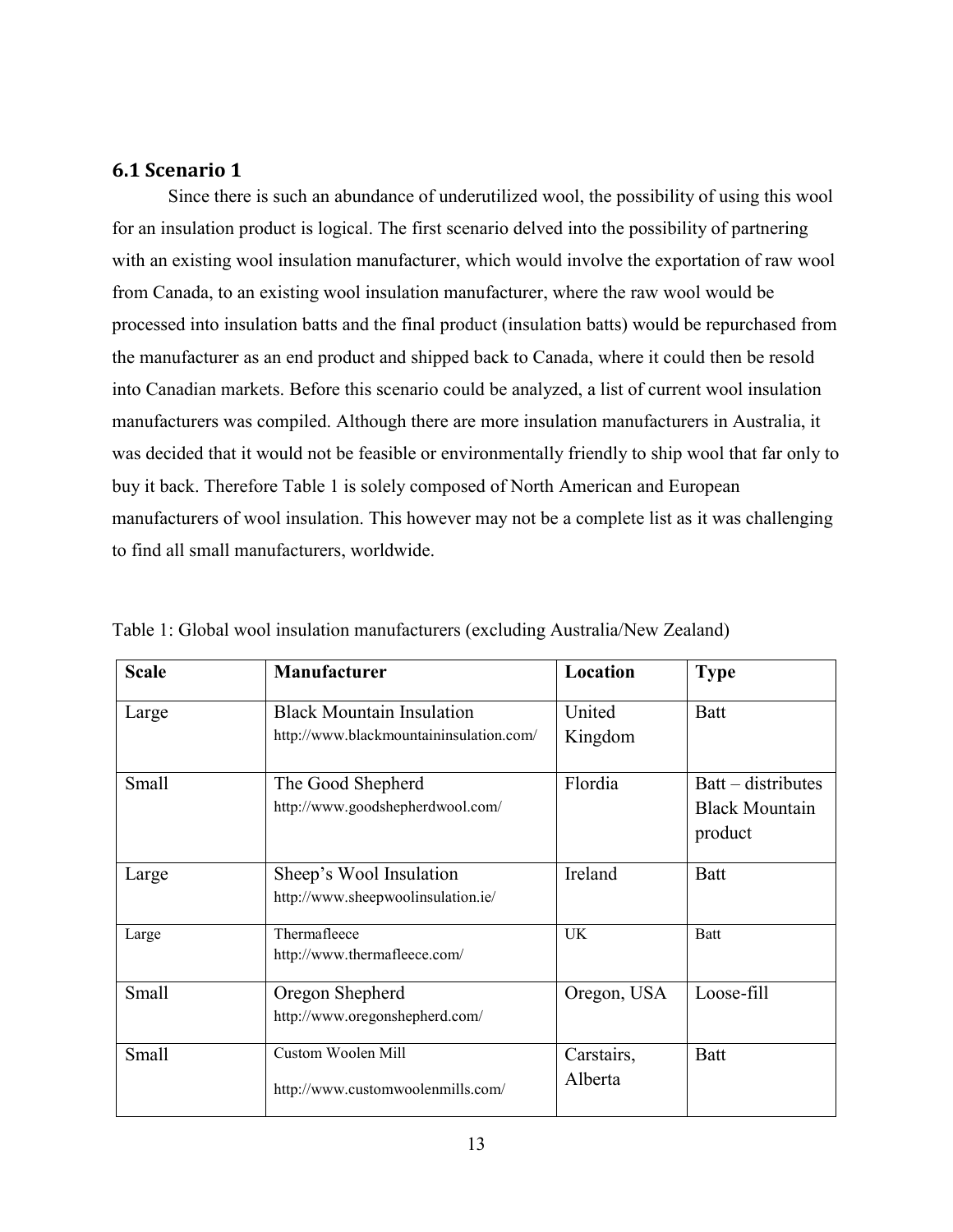### 6.1 Scenario 1

Since there is such an abundance of underutilized wool, the possibility of using this wool for an insulation product is logical. The first scenario delved into the possibility of partnering with an existing wool insulation manufacturer, which would involve the exportation of raw wool from Canada, to an existing wool insulation manufacturer, where the raw wool would be processed into insulation batts and the final product (insulation batts) would be repurchased from the manufacturer as an end product and shipped back to Canada, where it could then be resold into Canadian markets. Before this scenario could be analyzed, a list of current wool insulation manufacturers was compiled. Although there are more insulation manufacturers in Australia, it was decided that it would not be feasible or environmentally friendly to ship wool that far only to buy it back. Therefore Table 1 is solely composed of North American and European manufacturers of wool insulation. This however may not be a complete list as it was challenging to find all small manufacturers, worldwide.

Table 1: Global wool insulation manufacturers (excluding Australia/New Zealand)

| Scale | Manufacturer | Location | Type |
|---|---|---|---|
| Large | Black Mountain Insulation http://www.blackmountaininsulation.com/ | United Kingdom | Batt |
| Small | The Good Shepherd http://www.goodshepherdwool.com/ | Flordia | Batt – distributes Black Mountain product |
| Large | Sheep's Wool Insulation http://www.sheepwoolinsulation.ie/ | Ireland | Batt |
| Large | Thermafleece http://www.thermafleece.com/ | UK | Batt |
| Small | Oregon Shepherd http://www.oregonshepherd.com/ | Oregon, USA | Loose-fill |
| Small | Custom Woolen Mill http://www.customwoolenmills.com/ | Carstairs, Alberta | Batt |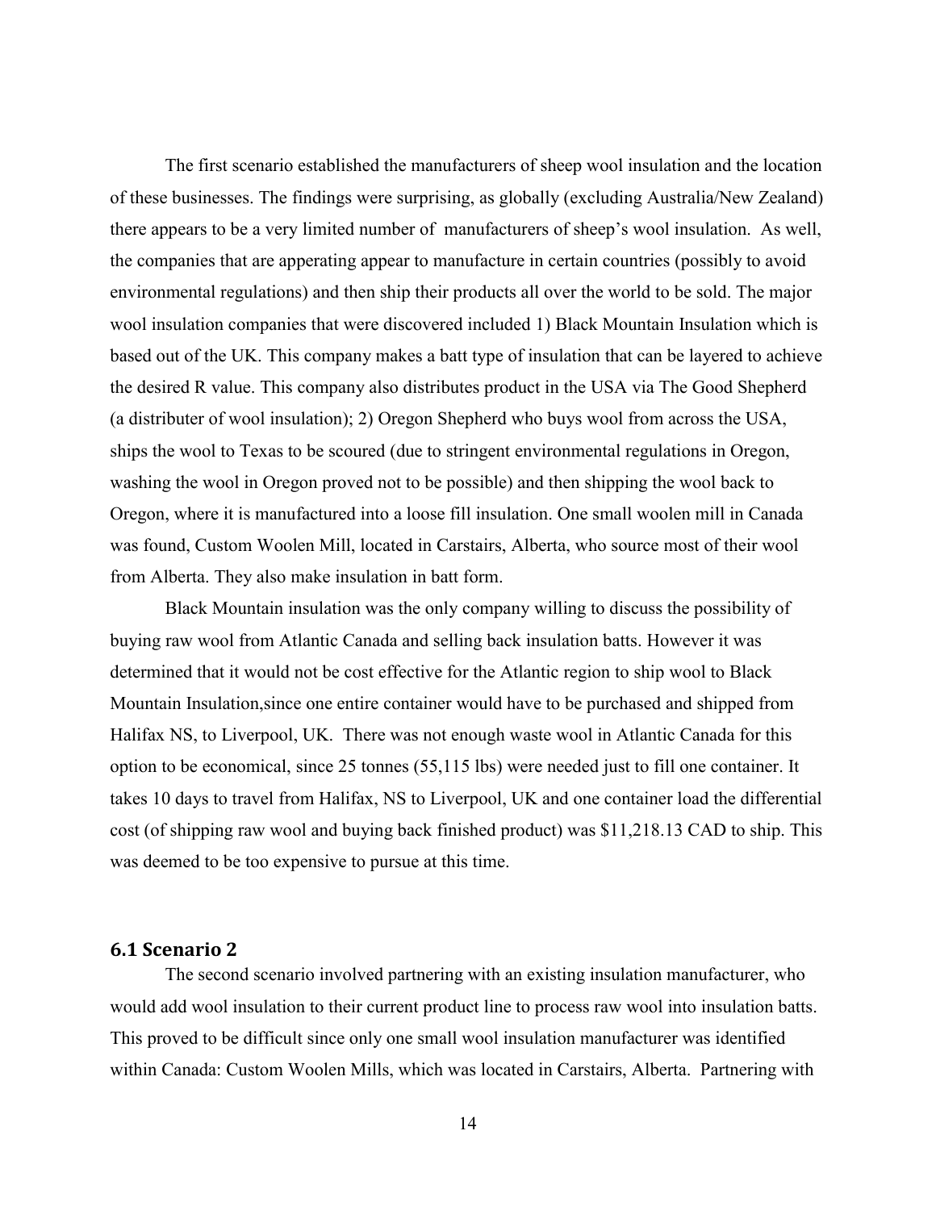The first scenario established the manufacturers of sheep wool insulation and the location of these businesses. The findings were surprising, as globally (excluding Australia/New Zealand) there appears to be a very limited number of manufacturers of sheep's wool insulation. As well, the companies that are apperating appear to manufacture in certain countries (possibly to avoid environmental regulations) and then ship their products all over the world to be sold. The major wool insulation companies that were discovered included 1) Black Mountain Insulation which is based out of the UK. This company makes a batt type of insulation that can be layered to achieve the desired R value. This company also distributes product in the USA via The Good Shepherd (a distributer of wool insulation); 2) Oregon Shepherd who buys wool from across the USA, ships the wool to Texas to be scoured (due to stringent environmental regulations in Oregon, washing the wool in Oregon proved not to be possible) and then shipping the wool back to Oregon, where it is manufactured into a loose fill insulation. One small woolen mill in Canada was found, Custom Woolen Mill, located in Carstairs, Alberta, who source most of their wool from Alberta. They also make insulation in batt form.

Black Mountain insulation was the only company willing to discuss the possibility of buying raw wool from Atlantic Canada and selling back insulation batts. However it was determined that it would not be cost effective for the Atlantic region to ship wool to Black Mountain Insulation,since one entire container would have to be purchased and shipped from Halifax NS, to Liverpool, UK. There was not enough waste wool in Atlantic Canada for this option to be economical, since 25 tonnes (55,115 lbs) were needed just to fill one container. It takes 10 days to travel from Halifax, NS to Liverpool, UK and one container load the differential cost (of shipping raw wool and buying back finished product) was $11,218.13 CAD to ship. This was deemed to be too expensive to pursue at this time.

## 6.1 Scenario 2

The second scenario involved partnering with an existing insulation manufacturer, who would add wool insulation to their current product line to process raw wool into insulation batts. This proved to be difficult since only one small wool insulation manufacturer was identified within Canada: Custom Woolen Mills, which was located in Carstairs, Alberta. Partnering with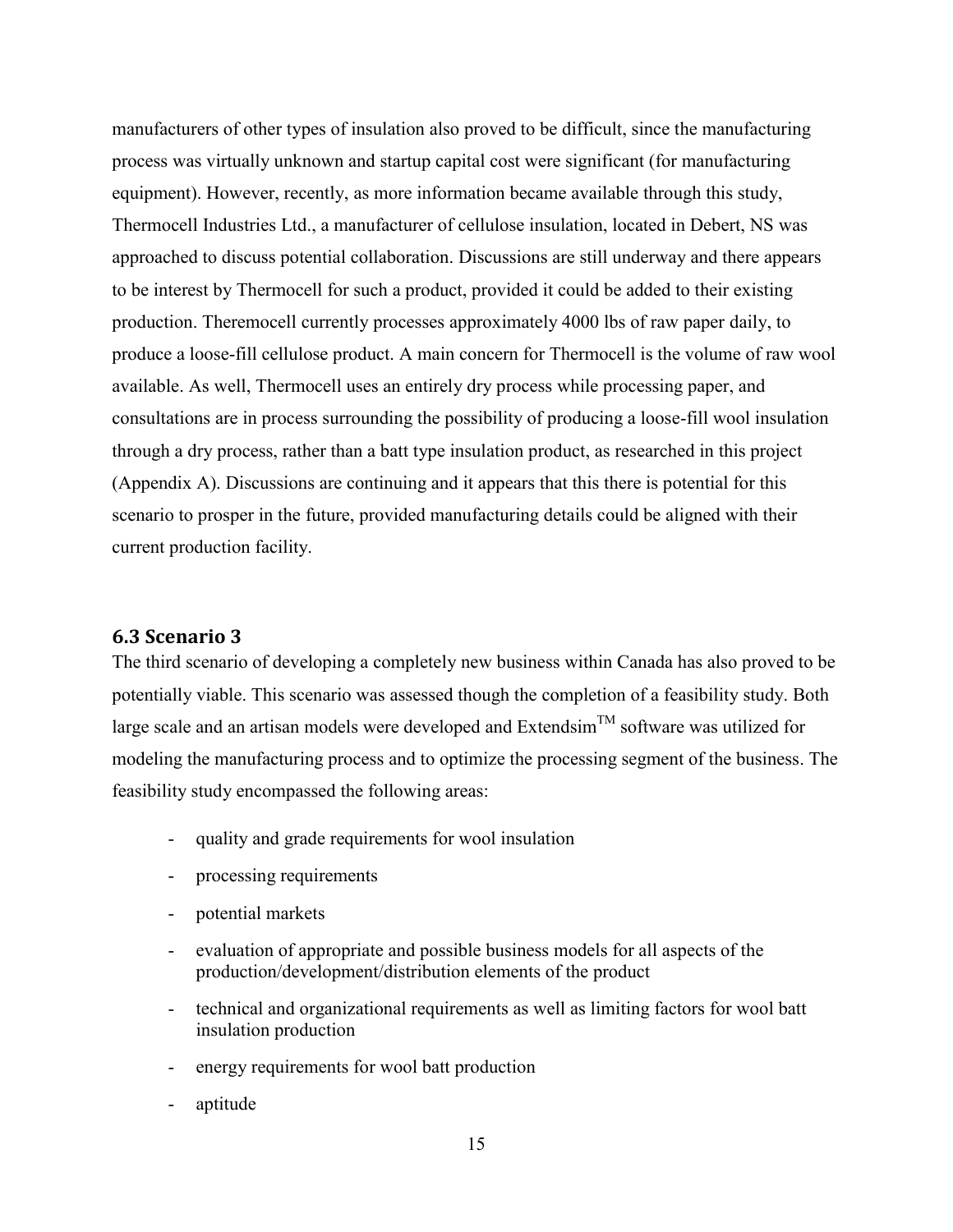manufacturers of other types of insulation also proved to be difficult, since the manufacturing process was virtually unknown and startup capital cost were significant (for manufacturing equipment). However, recently, as more information became available through this study, Thermocell Industries Ltd., a manufacturer of cellulose insulation, located in Debert, NS was approached to discuss potential collaboration. Discussions are still underway and there appears to be interest by Thermocell for such a product, provided it could be added to their existing production. Theremocell currently processes approximately 4000 lbs of raw paper daily, to produce a loose-fill cellulose product. A main concern for Thermocell is the volume of raw wool available. As well, Thermocell uses an entirely dry process while processing paper, and consultations are in process surrounding the possibility of producing a loose-fill wool insulation through a dry process, rather than a batt type insulation product, as researched in this project (Appendix A). Discussions are continuing and it appears that this there is potential for this scenario to prosper in the future, provided manufacturing details could be aligned with their current production facility.

### 6.3 Scenario 3

The third scenario of developing a completely new business within Canada has also proved to be potentially viable. This scenario was assessed though the completion of a feasibility study. Both large scale and an artisan models were developed and Extendsim™ software was utilized for modeling the manufacturing process and to optimize the processing segment of the business. The feasibility study encompassed the following areas:

- quality and grade requirements for wool insulation
- processing requirements
- potential markets
- evaluation of appropriate and possible business models for all aspects of the production/development/distribution elements of the product
- technical and organizational requirements as well as limiting factors for wool batt insulation production
- energy requirements for wool batt production
- aptitude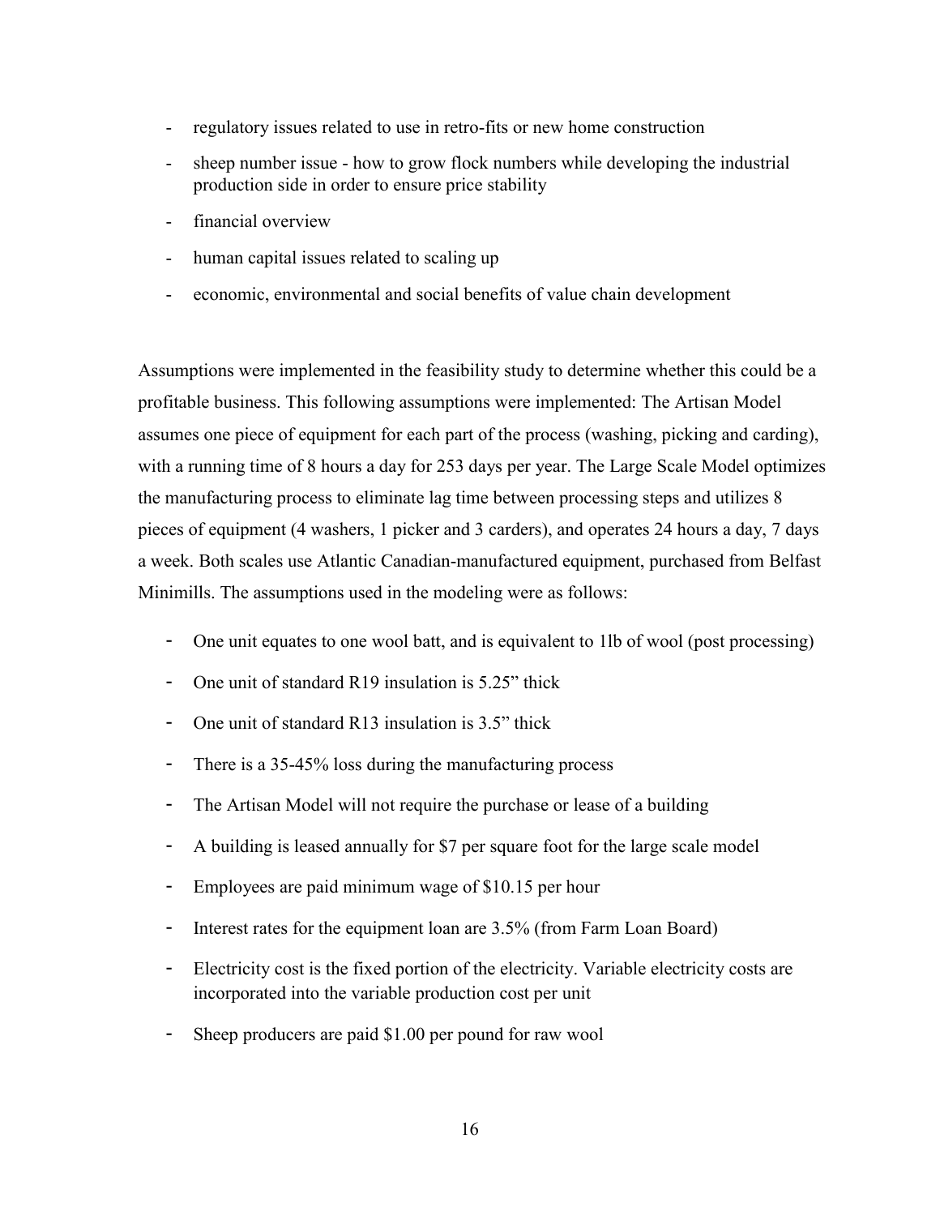- regulatory issues related to use in retro-fits or new home construction
- sheep number issue - how to grow flock numbers while developing the industrial production side in order to ensure price stability
- financial overview
- human capital issues related to scaling up
- economic, environmental and social benefits of value chain development

Assumptions were implemented in the feasibility study to determine whether this could be a profitable business. This following assumptions were implemented: The Artisan Model assumes one piece of equipment for each part of the process (washing, picking and carding), with a running time of 8 hours a day for 253 days per year. The Large Scale Model optimizes the manufacturing process to eliminate lag time between processing steps and utilizes 8 pieces of equipment (4 washers, 1 picker and 3 carders), and operates 24 hours a day, 7 days a week. Both scales use Atlantic Canadian-manufactured equipment, purchased from Belfast Minimills. The assumptions used in the modeling were as follows:

- One unit equates to one wool batt, and is equivalent to 1lb of wool (post processing)
- One unit of standard R19 insulation is 5.25" thick
- One unit of standard R13 insulation is 3.5" thick
- There is a 35-45% loss during the manufacturing process
- The Artisan Model will not require the purchase or lease of a building
- A building is leased annually for $7 per square foot for the large scale model
- Employees are paid minimum wage of $10.15 per hour
- Interest rates for the equipment loan are 3.5% (from Farm Loan Board)
- Electricity cost is the fixed portion of the electricity. Variable electricity costs are incorporated into the variable production cost per unit
- Sheep producers are paid $1.00 per pound for raw wool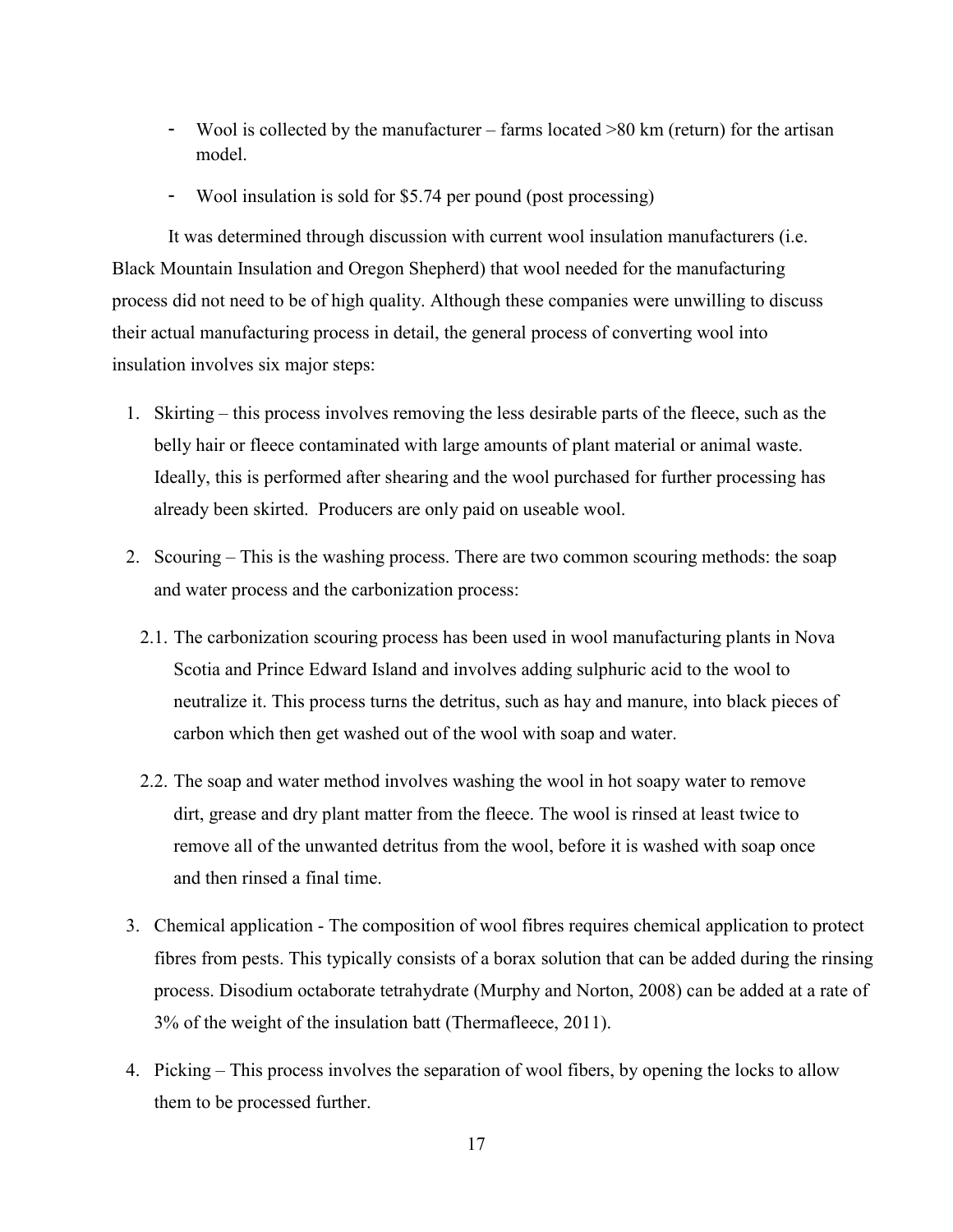- Wool is collected by the manufacturer – farms located >80 km (return) for the artisan model.
- Wool insulation is sold for $5.74 per pound (post processing)

It was determined through discussion with current wool insulation manufacturers (i.e. Black Mountain Insulation and Oregon Shepherd) that wool needed for the manufacturing process did not need to be of high quality. Although these companies were unwilling to discuss their actual manufacturing process in detail, the general process of converting wool into insulation involves six major steps:

1. Skirting – this process involves removing the less desirable parts of the fleece, such as the belly hair or fleece contaminated with large amounts of plant material or animal waste. Ideally, this is performed after shearing and the wool purchased for further processing has already been skirted. Producers are only paid on useable wool.
2. Scouring – This is the washing process. There are two common scouring methods: the soap and water process and the carbonization process:
   2.1. The carbonization scouring process has been used in wool manufacturing plants in Nova Scotia and Prince Edward Island and involves adding sulphuric acid to the wool to neutralize it. This process turns the detritus, such as hay and manure, into black pieces of carbon which then get washed out of the wool with soap and water.
   2.2. The soap and water method involves washing the wool in hot soapy water to remove dirt, grease and dry plant matter from the fleece. The wool is rinsed at least twice to remove all of the unwanted detritus from the wool, before it is washed with soap once and then rinsed a final time.
3. Chemical application - The composition of wool fibres requires chemical application to protect fibres from pests. This typically consists of a borax solution that can be added during the rinsing process. Disodium octaborate tetrahydrate (Murphy and Norton, 2008) can be added at a rate of 3% of the weight of the insulation batt (Thermafleece, 2011).
4. Picking – This process involves the separation of wool fibers, by opening the locks to allow them to be processed further.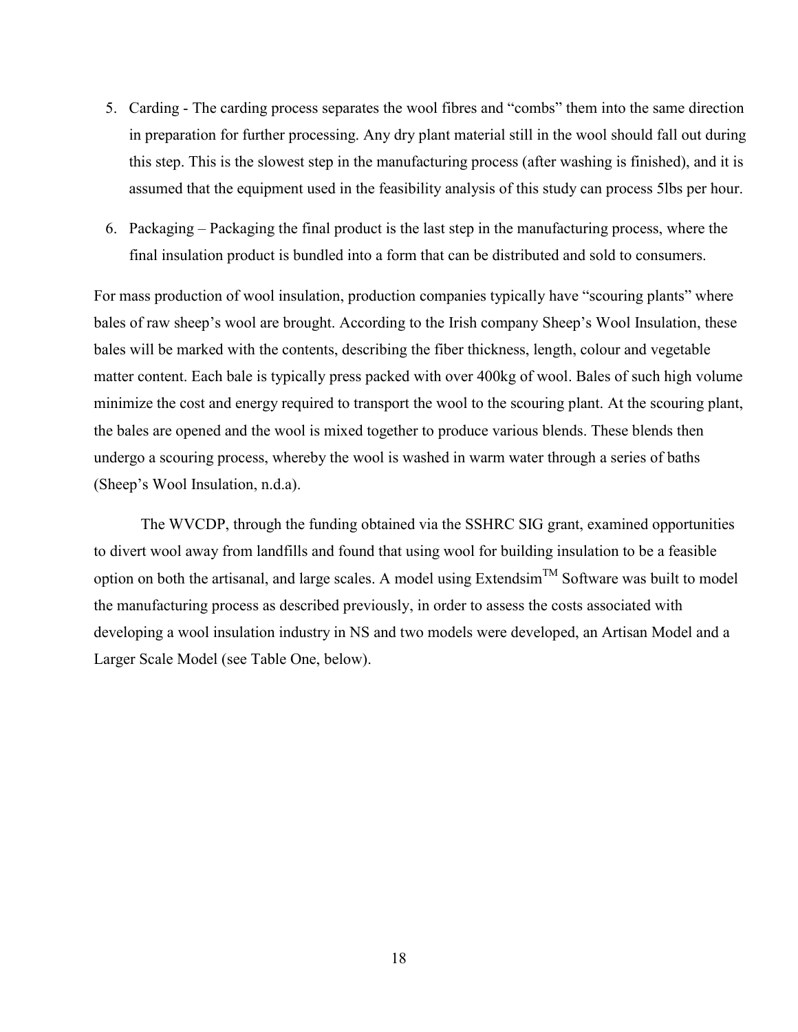5. Carding - The carding process separates the wool fibres and "combs" them into the same direction in preparation for further processing. Any dry plant material still in the wool should fall out during this step. This is the slowest step in the manufacturing process (after washing is finished), and it is assumed that the equipment used in the feasibility analysis of this study can process 5lbs per hour.
6. Packaging – Packaging the final product is the last step in the manufacturing process, where the final insulation product is bundled into a form that can be distributed and sold to consumers.

For mass production of wool insulation, production companies typically have "scouring plants" where bales of raw sheep's wool are brought. According to the Irish company Sheep's Wool Insulation, these bales will be marked with the contents, describing the fiber thickness, length, colour and vegetable matter content. Each bale is typically press packed with over 400kg of wool. Bales of such high volume minimize the cost and energy required to transport the wool to the scouring plant. At the scouring plant, the bales are opened and the wool is mixed together to produce various blends. These blends then undergo a scouring process, whereby the wool is washed in warm water through a series of baths (Sheep's Wool Insulation, n.d.a).

The WVCDP, through the funding obtained via the SSHRC SIG grant, examined opportunities to divert wool away from landfills and found that using wool for building insulation to be a feasible option on both the artisanal, and large scales. A model using Extendsim™ Software was built to model the manufacturing process as described previously, in order to assess the costs associated with developing a wool insulation industry in NS and two models were developed, an Artisan Model and a Larger Scale Model (see Table One, below).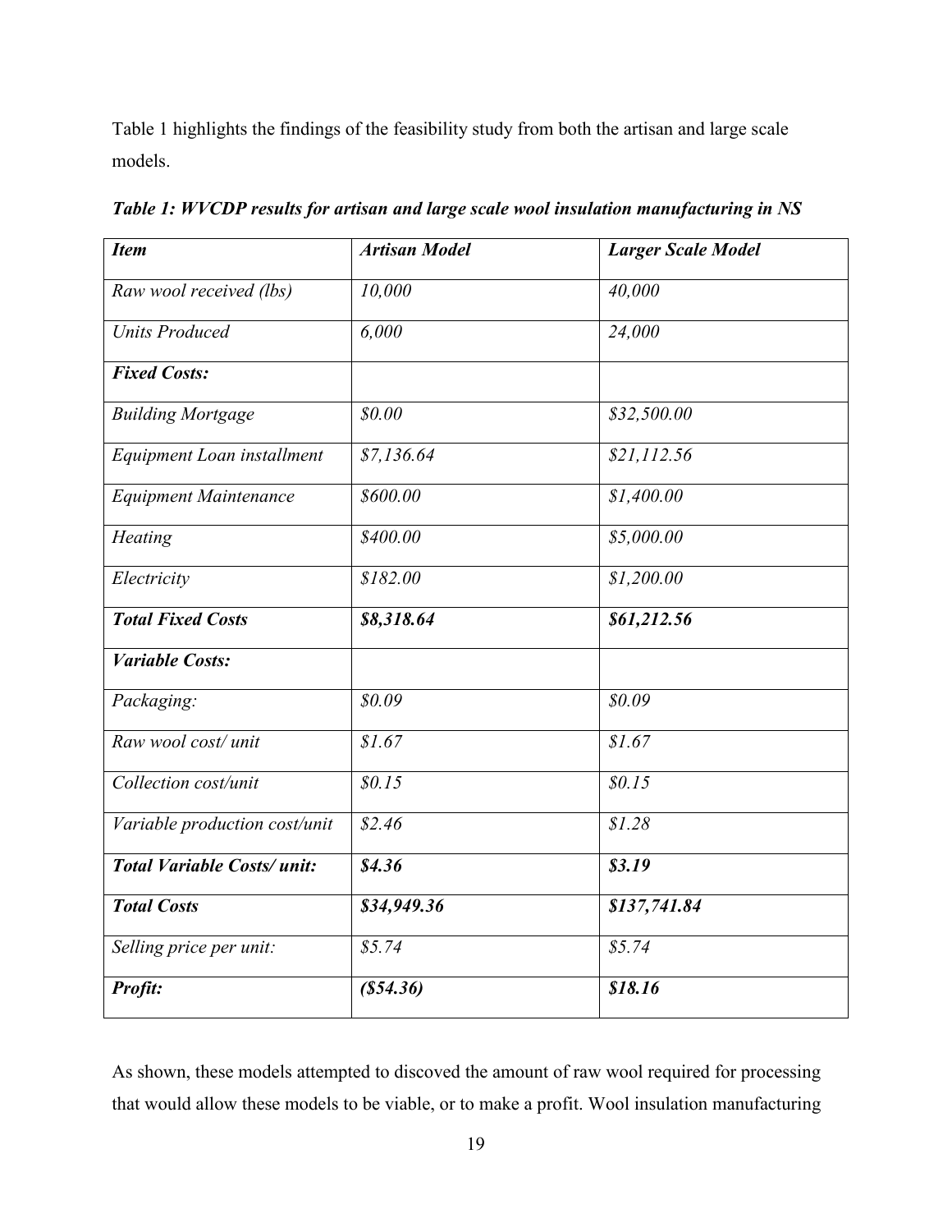Table 1 highlights the findings of the feasibility study from both the artisan and large scale models.

***Table 1: WVCDP results for artisan and large scale wool insulation manufacturing in NS***

| ***Item*** | ***Artisan Model*** | ***Larger Scale Model*** |
|---|---|---|
| *Raw wool received (lbs)* | *10,000* | *40,000* |
| *Units Produced* | *6,000* | *24,000* |
| ***Fixed Costs:*** | | |
| *Building Mortgage* | *$0.00* | *$32,500.00* |
| *Equipment Loan installment* | *$7,136.64* | *$21,112.56* |
| *Equipment Maintenance* | *$600.00* | *$1,400.00* |
| *Heating* | *$400.00* | *$5,000.00* |
| *Electricity* | *$182.00* | *$1,200.00* |
| ***Total Fixed Costs*** | ***$8,318.64*** | ***$61,212.56*** |
| ***Variable Costs:*** | | |
| *Packaging:* | *$0.09* | *$0.09* |
| *Raw wool cost/ unit* | *$1.67* | *$1.67* |
| *Collection cost/unit* | *$0.15* | *$0.15* |
| *Variable production cost/unit* | *$2.46* | *$1.28* |
| ***Total Variable Costs/ unit:*** | ***$4.36*** | ***$3.19*** |
| ***Total Costs*** | ***$34,949.36*** | ***$137,741.84*** |
| *Selling price per unit:* | *$5.74* | *$5.74* |
| ***Profit:*** | ***($54.36)*** | ***$18.16*** |

As shown, these models attempted to discoved the amount of raw wool required for processing that would allow these models to be viable, or to make a profit. Wool insulation manufacturing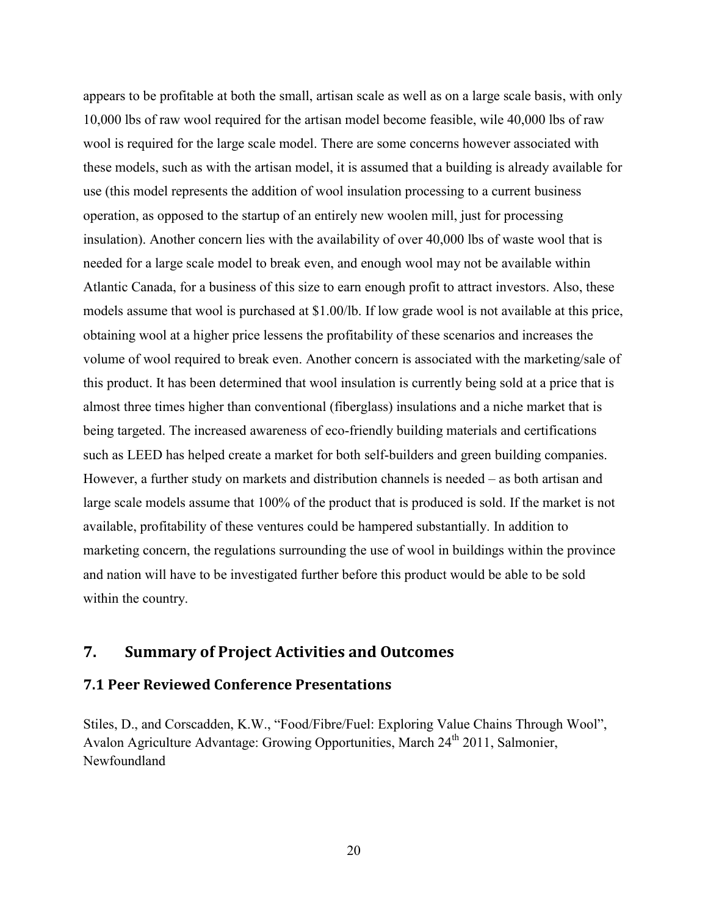appears to be profitable at both the small, artisan scale as well as on a large scale basis, with only 10,000 lbs of raw wool required for the artisan model become feasible, wile 40,000 lbs of raw wool is required for the large scale model. There are some concerns however associated with these models, such as with the artisan model, it is assumed that a building is already available for use (this model represents the addition of wool insulation processing to a current business operation, as opposed to the startup of an entirely new woolen mill, just for processing insulation). Another concern lies with the availability of over 40,000 lbs of waste wool that is needed for a large scale model to break even, and enough wool may not be available within Atlantic Canada, for a business of this size to earn enough profit to attract investors. Also, these models assume that wool is purchased at \$1.00/lb. If low grade wool is not available at this price, obtaining wool at a higher price lessens the profitability of these scenarios and increases the volume of wool required to break even. Another concern is associated with the marketing/sale of this product. It has been determined that wool insulation is currently being sold at a price that is almost three times higher than conventional (fiberglass) insulations and a niche market that is being targeted. The increased awareness of eco-friendly building materials and certifications such as LEED has helped create a market for both self-builders and green building companies. However, a further study on markets and distribution channels is needed – as both artisan and large scale models assume that 100% of the product that is produced is sold. If the market is not available, profitability of these ventures could be hampered substantially. In addition to marketing concern, the regulations surrounding the use of wool in buildings within the province and nation will have to be investigated further before this product would be able to be sold within the country.

## 7. Summary of Project Activities and Outcomes

### 7.1 Peer Reviewed Conference Presentations

Stiles, D., and Corscadden, K.W., "Food/Fibre/Fuel: Exploring Value Chains Through Wool", Avalon Agriculture Advantage: Growing Opportunities, March 24th 2011, Salmonier, Newfoundland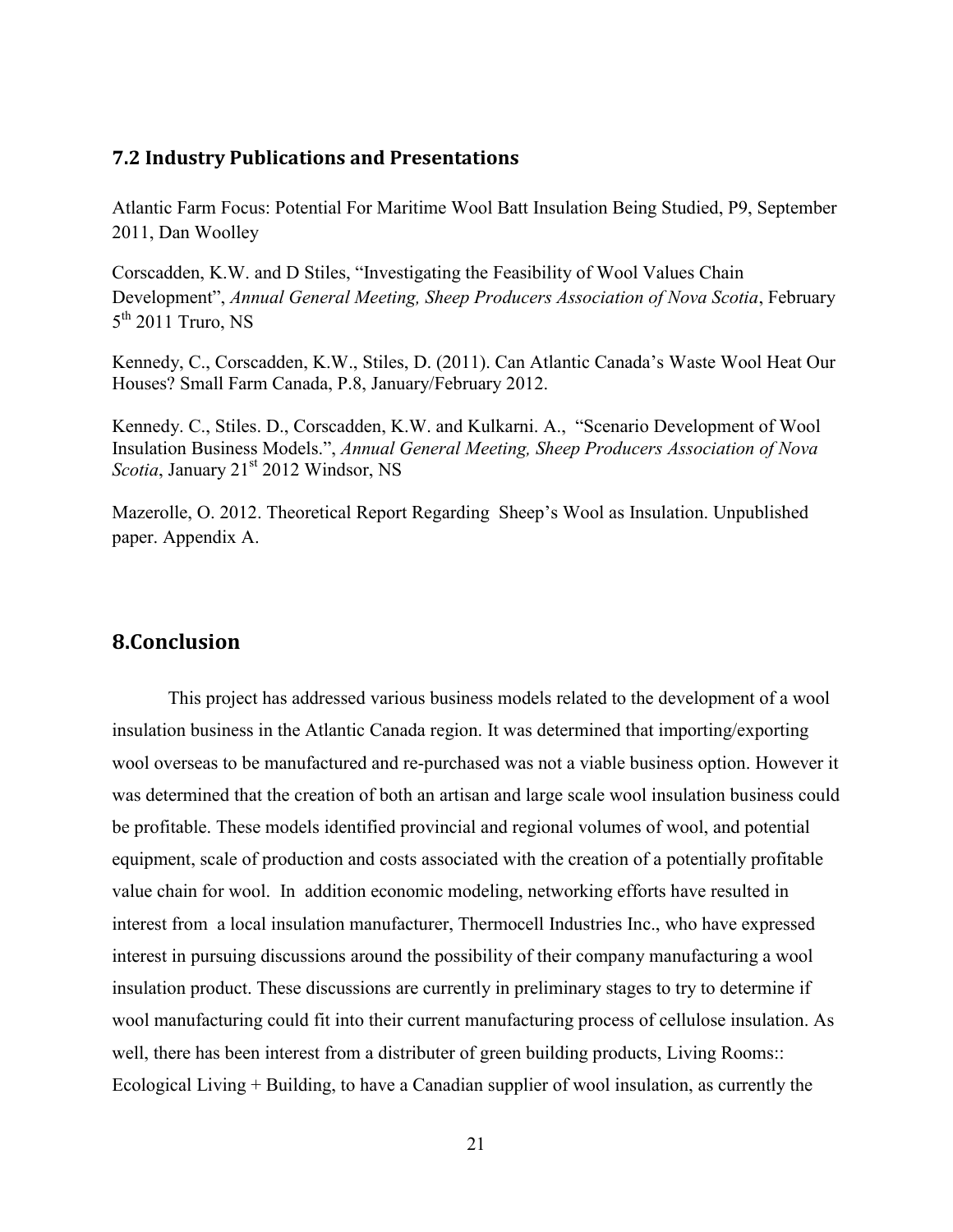## 7.2 Industry Publications and Presentations

Atlantic Farm Focus: Potential For Maritime Wool Batt Insulation Being Studied, P9, September 2011, Dan Woolley

Corscadden, K.W. and D Stiles, "Investigating the Feasibility of Wool Values Chain Development", *Annual General Meeting, Sheep Producers Association of Nova Scotia*, February 5th 2011 Truro, NS

Kennedy, C., Corscadden, K.W., Stiles, D. (2011). Can Atlantic Canada's Waste Wool Heat Our Houses? Small Farm Canada, P.8, January/February 2012.

Kennedy. C., Stiles. D., Corscadden, K.W. and Kulkarni. A., "Scenario Development of Wool Insulation Business Models.", *Annual General Meeting, Sheep Producers Association of Nova Scotia*, January 21st 2012 Windsor, NS

Mazerolle, O. 2012. Theoretical Report Regarding Sheep's Wool as Insulation. Unpublished paper. Appendix A.

# 8.Conclusion

This project has addressed various business models related to the development of a wool insulation business in the Atlantic Canada region. It was determined that importing/exporting wool overseas to be manufactured and re-purchased was not a viable business option. However it was determined that the creation of both an artisan and large scale wool insulation business could be profitable. These models identified provincial and regional volumes of wool, and potential equipment, scale of production and costs associated with the creation of a potentially profitable value chain for wool. In addition economic modeling, networking efforts have resulted in interest from a local insulation manufacturer, Thermocell Industries Inc., who have expressed interest in pursuing discussions around the possibility of their company manufacturing a wool insulation product. These discussions are currently in preliminary stages to try to determine if wool manufacturing could fit into their current manufacturing process of cellulose insulation. As well, there has been interest from a distributer of green building products, Living Rooms:: Ecological Living + Building, to have a Canadian supplier of wool insulation, as currently the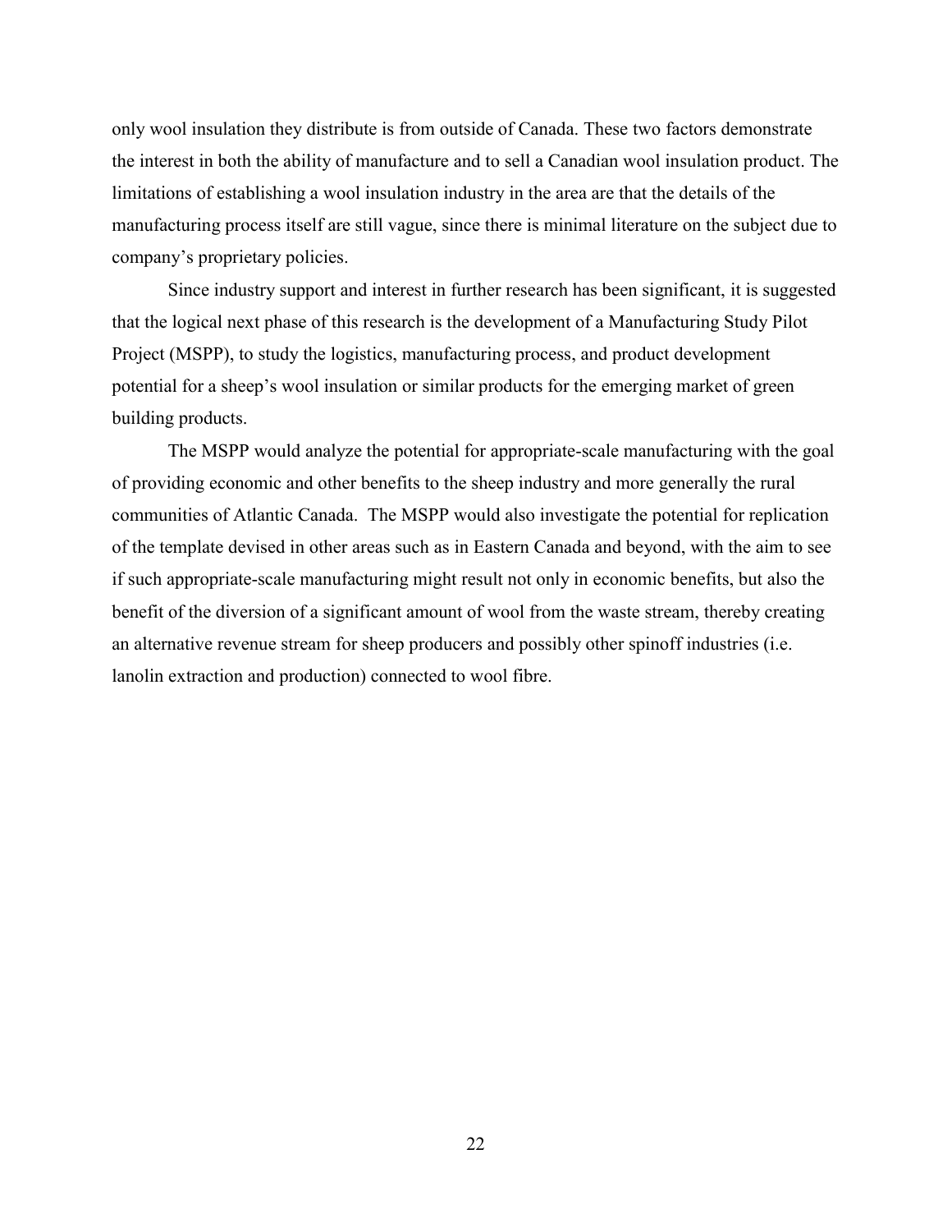only wool insulation they distribute is from outside of Canada. These two factors demonstrate the interest in both the ability of manufacture and to sell a Canadian wool insulation product. The limitations of establishing a wool insulation industry in the area are that the details of the manufacturing process itself are still vague, since there is minimal literature on the subject due to company's proprietary policies.

Since industry support and interest in further research has been significant, it is suggested that the logical next phase of this research is the development of a Manufacturing Study Pilot Project (MSPP), to study the logistics, manufacturing process, and product development potential for a sheep's wool insulation or similar products for the emerging market of green building products.

The MSPP would analyze the potential for appropriate-scale manufacturing with the goal of providing economic and other benefits to the sheep industry and more generally the rural communities of Atlantic Canada. The MSPP would also investigate the potential for replication of the template devised in other areas such as in Eastern Canada and beyond, with the aim to see if such appropriate-scale manufacturing might result not only in economic benefits, but also the benefit of the diversion of a significant amount of wool from the waste stream, thereby creating an alternative revenue stream for sheep producers and possibly other spinoff industries (i.e. lanolin extraction and production) connected to wool fibre.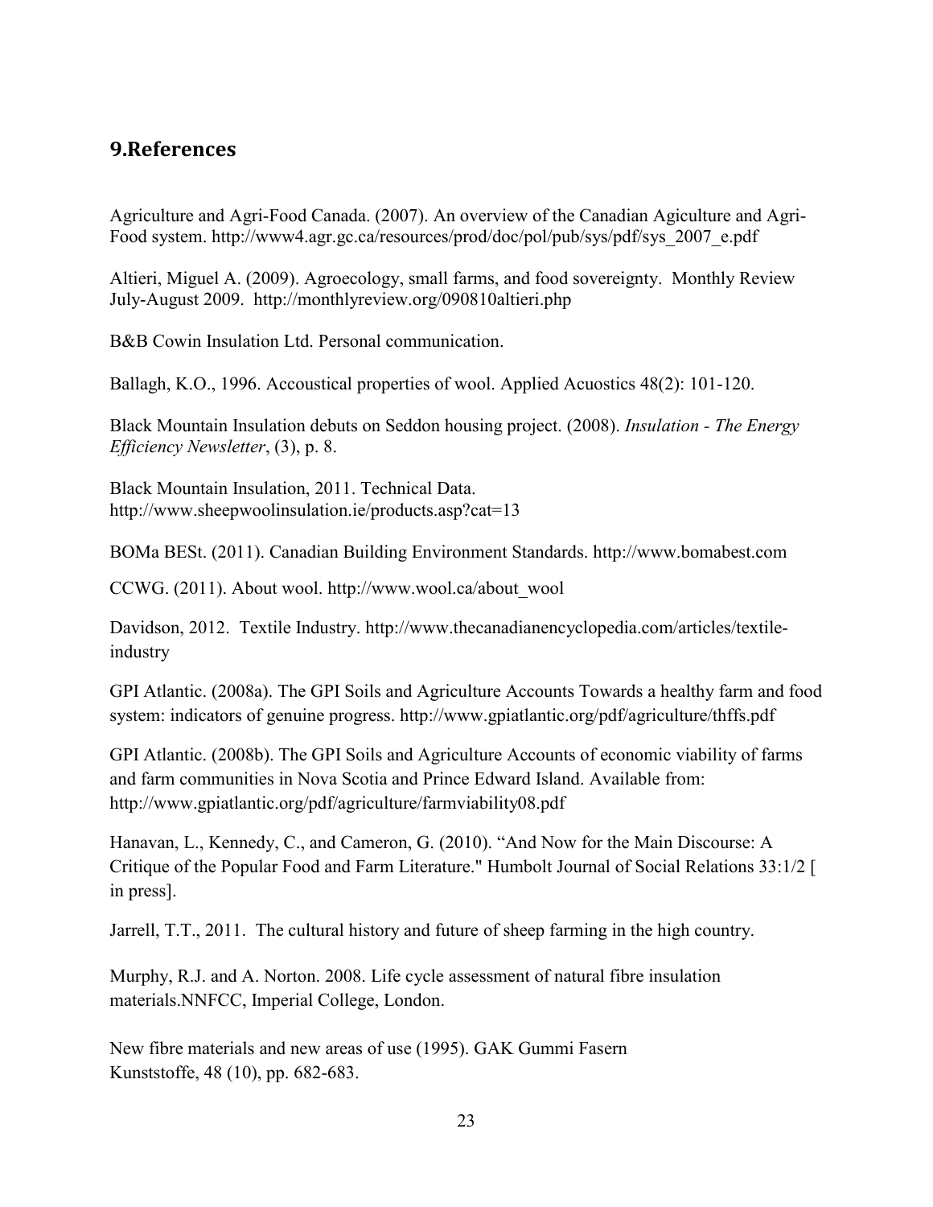## 9.References

Agriculture and Agri-Food Canada. (2007). An overview of the Canadian Agiculture and Agri-Food system. http://www4.agr.gc.ca/resources/prod/doc/pol/pub/sys/pdf/sys_2007_e.pdf

Altieri, Miguel A. (2009). Agroecology, small farms, and food sovereignty. Monthly Review July-August 2009. http://monthlyreview.org/090810altieri.php

B&B Cowin Insulation Ltd. Personal communication.

Ballagh, K.O., 1996. Accoustical properties of wool. Applied Acuostics 48(2): 101-120.

Black Mountain Insulation debuts on Seddon housing project. (2008). *Insulation - The Energy Efficiency Newsletter*, (3), p. 8.

Black Mountain Insulation, 2011. Technical Data. http://www.sheepwoolinsulation.ie/products.asp?cat=13

BOMa BESt. (2011). Canadian Building Environment Standards. http://www.bomabest.com

CCWG. (2011). About wool. http://www.wool.ca/about_wool

Davidson, 2012. Textile Industry. http://www.thecanadianencyclopedia.com/articles/textile-industry

GPI Atlantic. (2008a). The GPI Soils and Agriculture Accounts Towards a healthy farm and food system: indicators of genuine progress. http://www.gpiatlantic.org/pdf/agriculture/thffs.pdf

GPI Atlantic. (2008b). The GPI Soils and Agriculture Accounts of economic viability of farms and farm communities in Nova Scotia and Prince Edward Island. Available from: http://www.gpiatlantic.org/pdf/agriculture/farmviability08.pdf

Hanavan, L., Kennedy, C., and Cameron, G. (2010). "And Now for the Main Discourse: A Critique of the Popular Food and Farm Literature." Humbolt Journal of Social Relations 33:1/2 [ in press].

Jarrell, T.T., 2011. The cultural history and future of sheep farming in the high country.

Murphy, R.J. and A. Norton. 2008. Life cycle assessment of natural fibre insulation materials.NNFCC, Imperial College, London.

New fibre materials and new areas of use (1995). GAK Gummi Fasern Kunststoffe, 48 (10), pp. 682-683.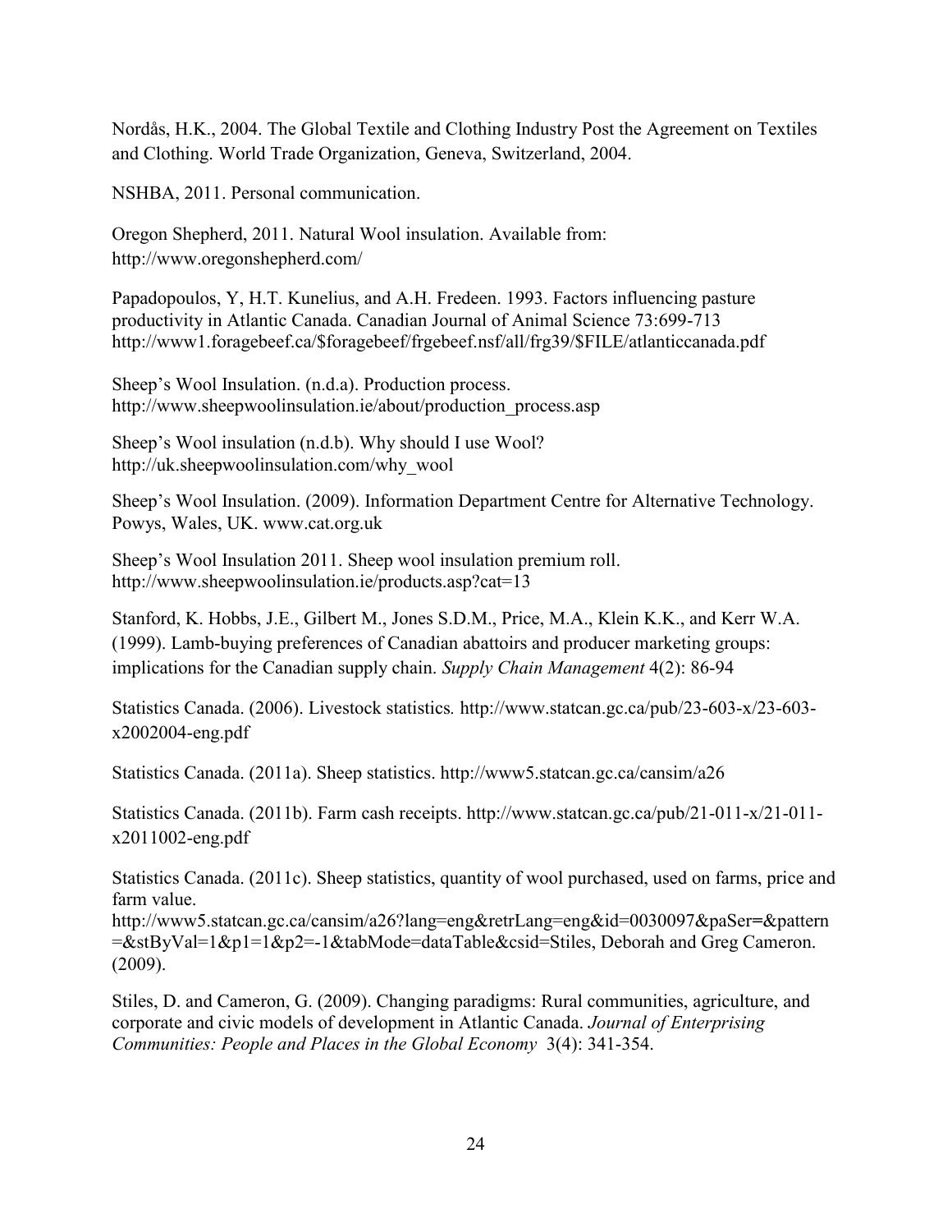Nordås, H.K., 2004. The Global Textile and Clothing Industry Post the Agreement on Textiles and Clothing. World Trade Organization, Geneva, Switzerland, 2004.

NSHBA, 2011. Personal communication.

Oregon Shepherd, 2011. Natural Wool insulation. Available from: http://www.oregonshepherd.com/

Papadopoulos, Y, H.T. Kunelius, and A.H. Fredeen. 1993. Factors influencing pasture productivity in Atlantic Canada. Canadian Journal of Animal Science 73:699-713 http://www1.foragebeef.ca/$foragebeef/frgebeef.nsf/all/frg39/$FILE/atlanticcanada.pdf

Sheep's Wool Insulation. (n.d.a). Production process. http://www.sheepwoolinsulation.ie/about/production_process.asp

Sheep's Wool insulation (n.d.b). Why should I use Wool? http://uk.sheepwoolinsulation.com/why_wool

Sheep's Wool Insulation. (2009). Information Department Centre for Alternative Technology. Powys, Wales, UK. www.cat.org.uk

Sheep's Wool Insulation 2011. Sheep wool insulation premium roll. http://www.sheepwoolinsulation.ie/products.asp?cat=13

Stanford, K. Hobbs, J.E., Gilbert M., Jones S.D.M., Price, M.A., Klein K.K., and Kerr W.A. (1999). Lamb-buying preferences of Canadian abattoirs and producer marketing groups: implications for the Canadian supply chain. *Supply Chain Management* 4(2): 86-94

Statistics Canada. (2006). Livestock statistics*.* http://www.statcan.gc.ca/pub/23-603-x/23-603-x2002004-eng.pdf

Statistics Canada. (2011a). Sheep statistics. http://www5.statcan.gc.ca/cansim/a26

Statistics Canada. (2011b). Farm cash receipts. http://www.statcan.gc.ca/pub/21-011-x/21-011-x2011002-eng.pdf

Statistics Canada. (2011c). Sheep statistics, quantity of wool purchased, used on farms, price and farm value. http://www5.statcan.gc.ca/cansim/a26?lang=eng&retrLang=eng&id=0030097&paSer=&pattern=&stByVal=1&p1=1&p2=-1&tabMode=dataTable&csid=Stiles, Deborah and Greg Cameron. (2009).

Stiles, D. and Cameron, G. (2009). Changing paradigms: Rural communities, agriculture, and corporate and civic models of development in Atlantic Canada. *Journal of Enterprising Communities: People and Places in the Global Economy* 3(4): 341-354.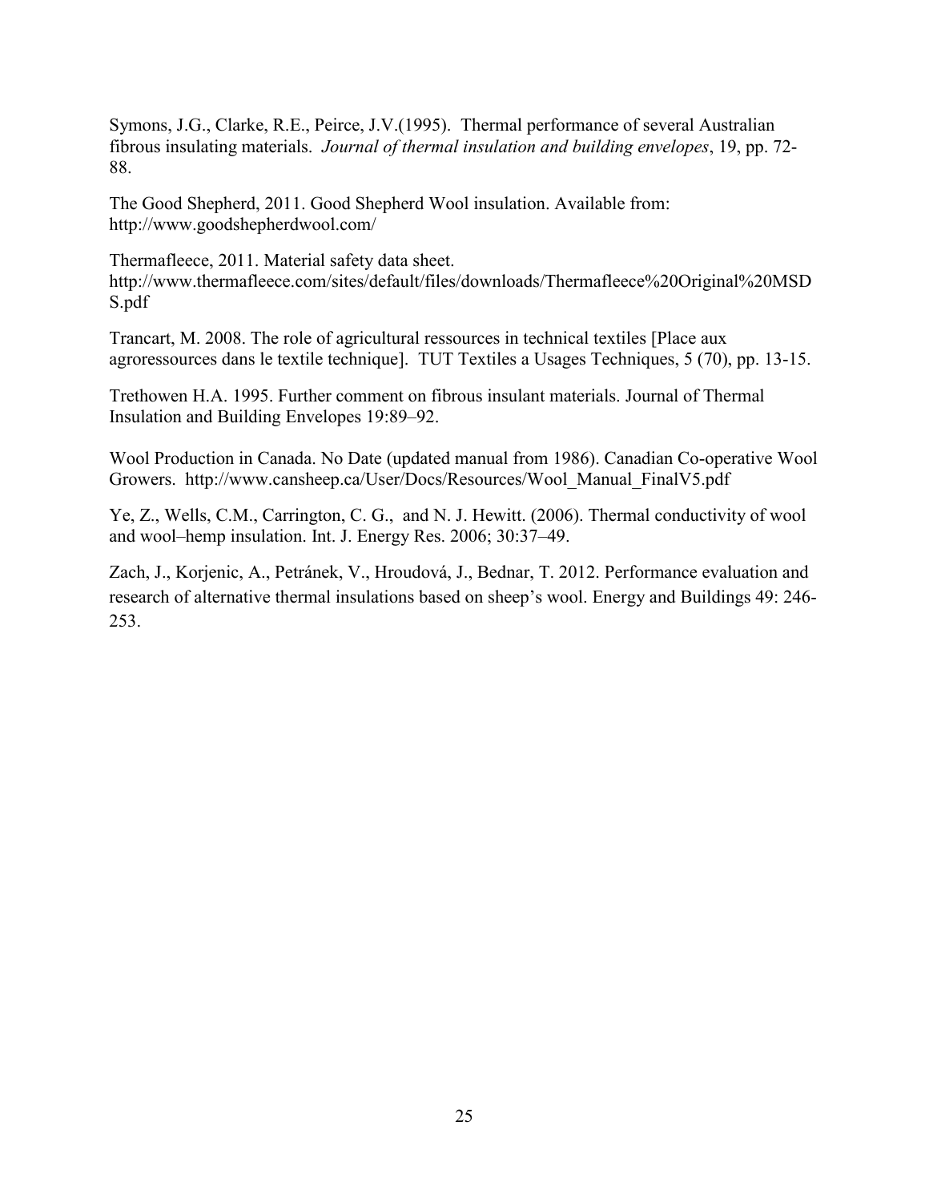Symons, J.G., Clarke, R.E., Peirce, J.V.(1995). Thermal performance of several Australian fibrous insulating materials. *Journal of thermal insulation and building envelopes*, 19, pp. 72-88.

The Good Shepherd, 2011. Good Shepherd Wool insulation. Available from: http://www.goodshepherdwool.com/

Thermafleece, 2011. Material safety data sheet. http://www.thermafleece.com/sites/default/files/downloads/Thermafleece%20Original%20MSDS.pdf

Trancart, M. 2008. The role of agricultural ressources in technical textiles [Place aux agroressources dans le textile technique]. TUT Textiles a Usages Techniques, 5 (70), pp. 13-15.

Trethowen H.A. 1995. Further comment on fibrous insulant materials. Journal of Thermal Insulation and Building Envelopes 19:89–92.

Wool Production in Canada. No Date (updated manual from 1986). Canadian Co-operative Wool Growers. http://www.cansheep.ca/User/Docs/Resources/Wool_Manual_FinalV5.pdf

Ye, Z., Wells, C.M., Carrington, C. G., and N. J. Hewitt. (2006). Thermal conductivity of wool and wool–hemp insulation. Int. J. Energy Res. 2006; 30:37–49.

Zach, J., Korjenic, A., Petránek, V., Hroudová, J., Bednar, T. 2012. Performance evaluation and research of alternative thermal insulations based on sheep's wool. Energy and Buildings 49: 246-253.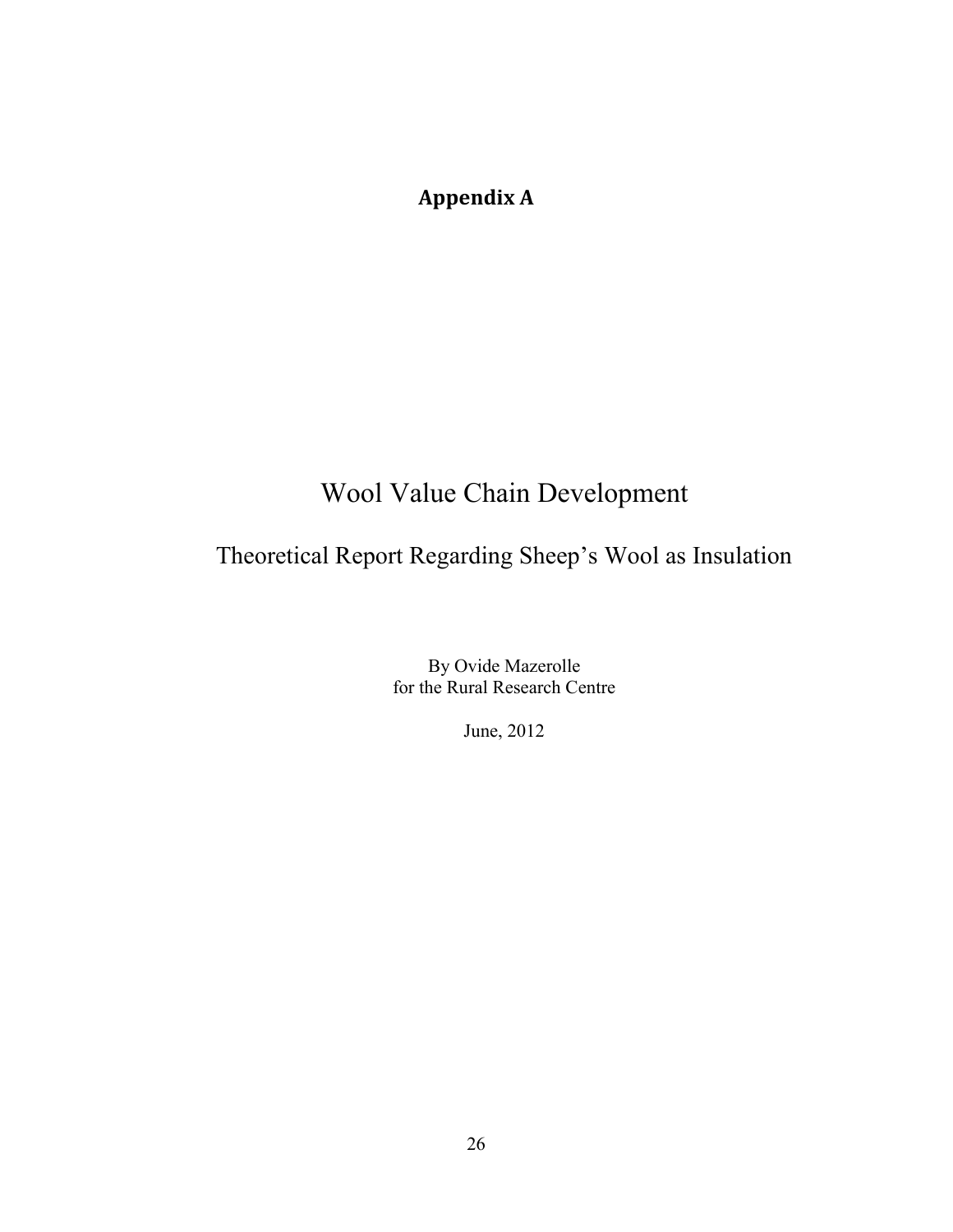# Appendix A

# Wool Value Chain Development

## Theoretical Report Regarding Sheep's Wool as Insulation

By Ovide Mazerolle
for the Rural Research Centre

June, 2012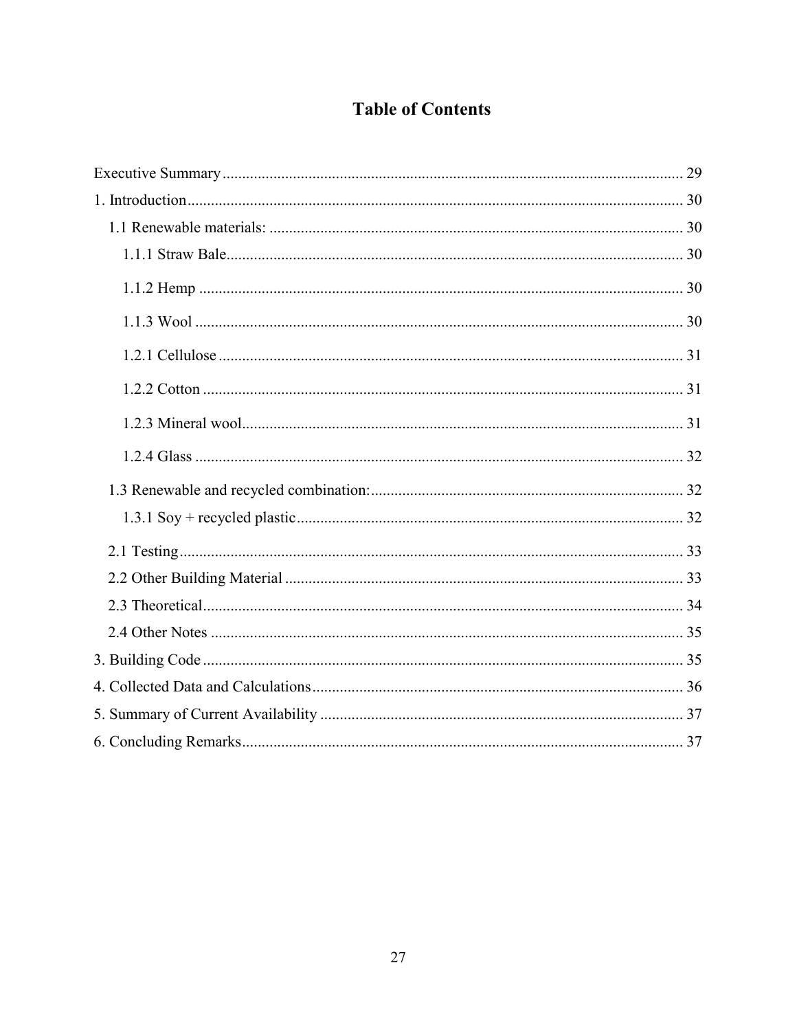# Table of Contents

Executive Summary ..... 29
1. Introduction ..... 30
    1.1 Renewable materials: ..... 30
        1.1.1 Straw Bale ..... 30
        1.1.2 Hemp ..... 30
        1.1.3 Wool ..... 30
        1.2.1 Cellulose ..... 31
        1.2.2 Cotton ..... 31
        1.2.3 Mineral wool ..... 31
        1.2.4 Glass ..... 32
    1.3 Renewable and recycled combination: ..... 32
        1.3.1 Soy + recycled plastic ..... 32
    2.1 Testing ..... 33
    2.2 Other Building Material ..... 33
    2.3 Theoretical ..... 34
    2.4 Other Notes ..... 35
3. Building Code ..... 35
4. Collected Data and Calculations ..... 36
5. Summary of Current Availability ..... 37
6. Concluding Remarks ..... 37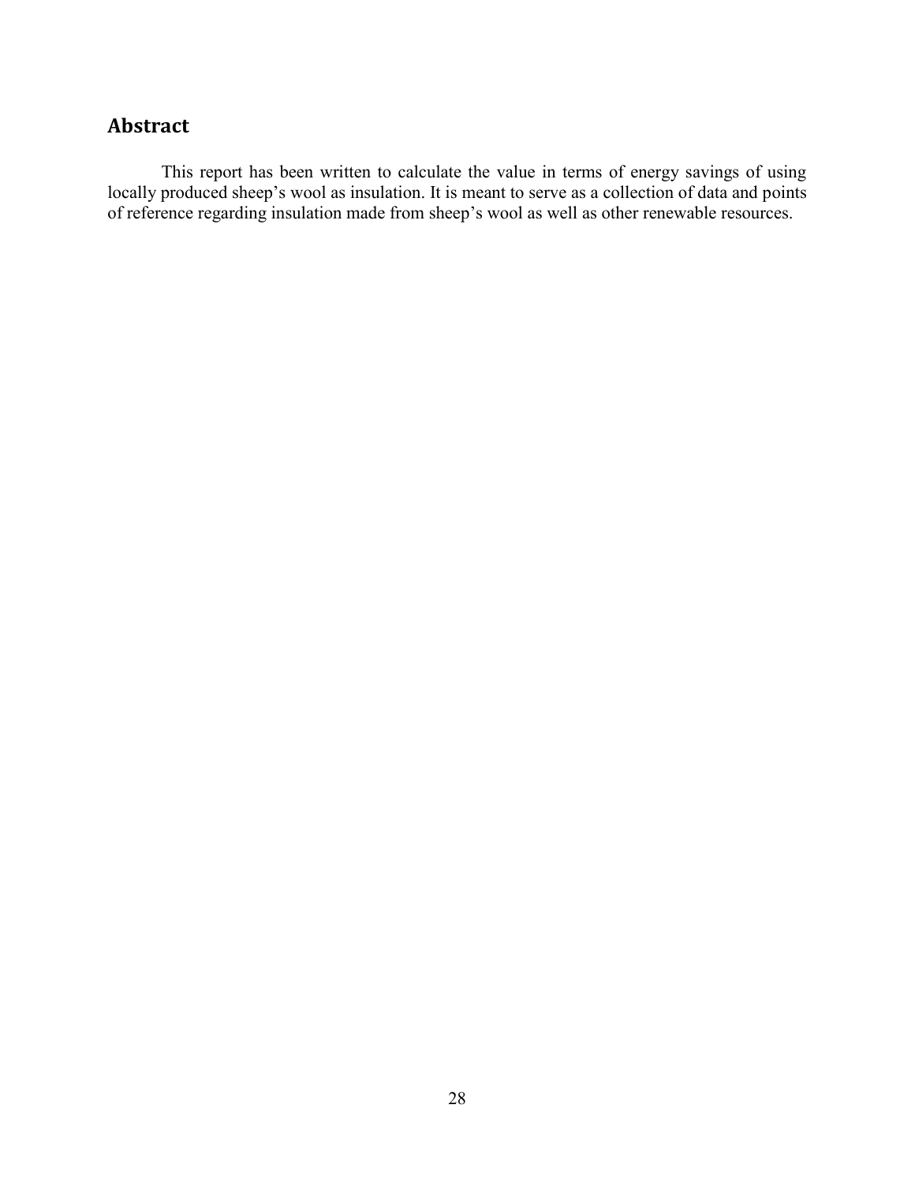## Abstract

This report has been written to calculate the value in terms of energy savings of using locally produced sheep's wool as insulation. It is meant to serve as a collection of data and points of reference regarding insulation made from sheep's wool as well as other renewable resources.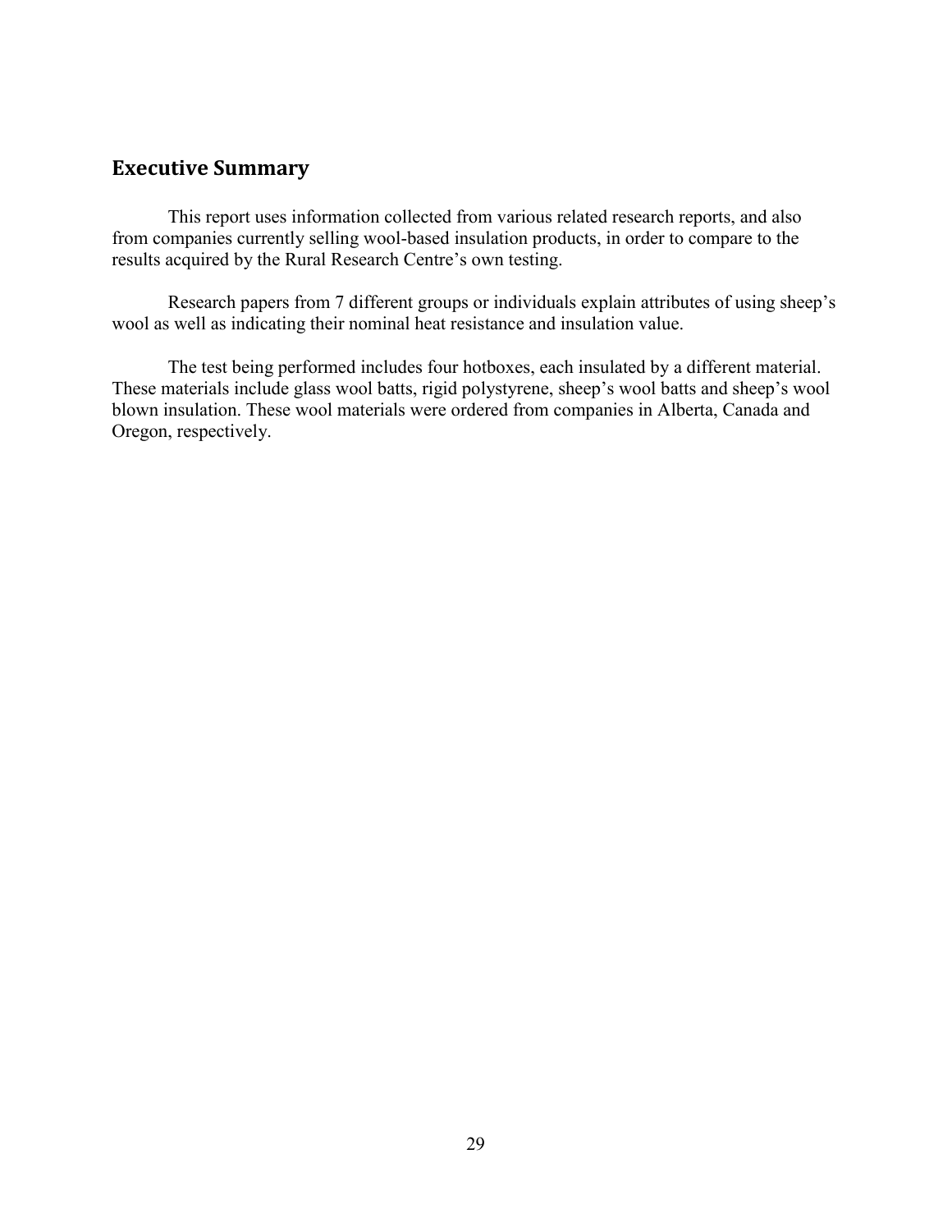## Executive Summary

This report uses information collected from various related research reports, and also from companies currently selling wool-based insulation products, in order to compare to the results acquired by the Rural Research Centre's own testing.

Research papers from 7 different groups or individuals explain attributes of using sheep's wool as well as indicating their nominal heat resistance and insulation value.

The test being performed includes four hotboxes, each insulated by a different material. These materials include glass wool batts, rigid polystyrene, sheep's wool batts and sheep's wool blown insulation. These wool materials were ordered from companies in Alberta, Canada and Oregon, respectively.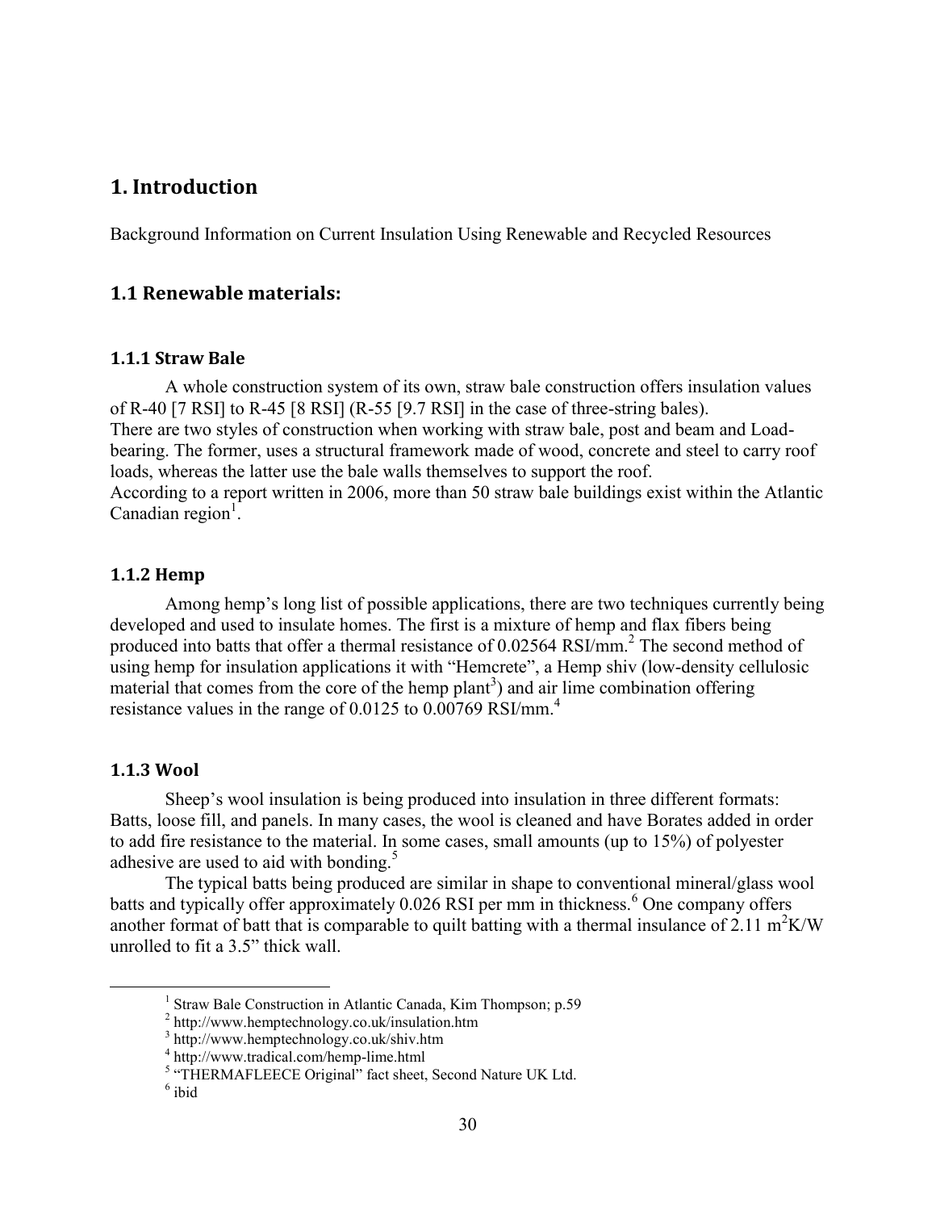# 1. Introduction

Background Information on Current Insulation Using Renewable and Recycled Resources

## 1.1 Renewable materials:

### 1.1.1 Straw Bale

A whole construction system of its own, straw bale construction offers insulation values of R-40 [7 RSI] to R-45 [8 RSI] (R-55 [9.7 RSI] in the case of three-string bales).
There are two styles of construction when working with straw bale, post and beam and Load-bearing. The former, uses a structural framework made of wood, concrete and steel to carry roof loads, whereas the latter use the bale walls themselves to support the roof.
According to a report written in 2006, more than 50 straw bale buildings exist within the Atlantic Canadian region[1].

### 1.1.2 Hemp

Among hemp's long list of possible applications, there are two techniques currently being developed and used to insulate homes. The first is a mixture of hemp and flax fibers being produced into batts that offer a thermal resistance of 0.02564 RSI/mm.[2] The second method of using hemp for insulation applications it with "Hemcrete", a Hemp shiv (low-density cellulosic material that comes from the core of the hemp plant[3]) and air lime combination offering resistance values in the range of 0.0125 to 0.00769 RSI/mm.[4]

### 1.1.3 Wool

Sheep's wool insulation is being produced into insulation in three different formats: Batts, loose fill, and panels. In many cases, the wool is cleaned and have Borates added in order to add fire resistance to the material. In some cases, small amounts (up to 15%) of polyester adhesive are used to aid with bonding.[5]

The typical batts being produced are similar in shape to conventional mineral/glass wool batts and typically offer approximately 0.026 RSI per mm in thickness.[6] One company offers another format of batt that is comparable to quilt batting with a thermal insulance of 2.11 $m^2K/W$ unrolled to fit a 3.5" thick wall.

---

[1] Straw Bale Construction in Atlantic Canada, Kim Thompson; p.59
[2] http://www.hemptechnology.co.uk/insulation.htm
[3] http://www.hemptechnology.co.uk/shiv.htm
[4] http://www.tradical.com/hemp-lime.html
[5] "THERMAFLEECE Original" fact sheet, Second Nature UK Ltd.
[6] ibid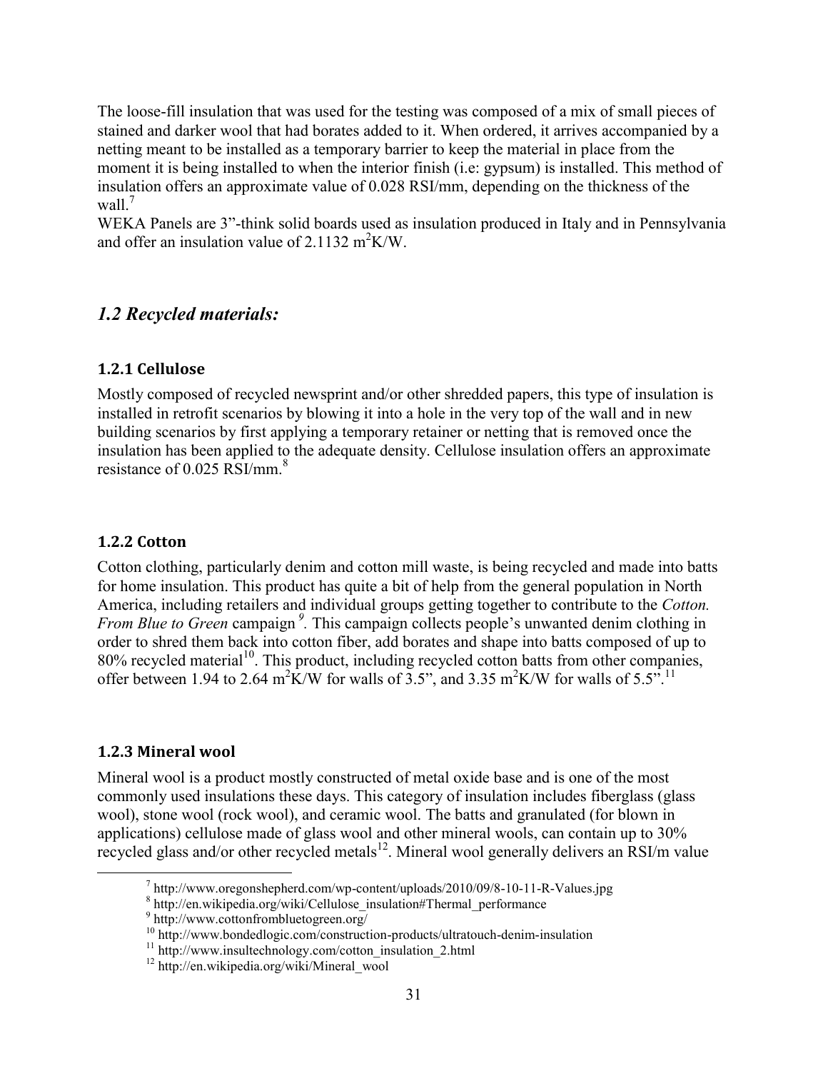The loose-fill insulation that was used for the testing was composed of a mix of small pieces of stained and darker wool that had borates added to it. When ordered, it arrives accompanied by a netting meant to be installed as a temporary barrier to keep the material in place from the moment it is being installed to when the interior finish (i.e: gypsum) is installed. This method of insulation offers an approximate value of 0.028 RSI/mm, depending on the thickness of the wall.[7]

WEKA Panels are 3”-think solid boards used as insulation produced in Italy and in Pennsylvania and offer an insulation value of 2.1132 $m^2K/W$.

## *1.2 Recycled materials:*

### 1.2.1 Cellulose

Mostly composed of recycled newsprint and/or other shredded papers, this type of insulation is installed in retrofit scenarios by blowing it into a hole in the very top of the wall and in new building scenarios by first applying a temporary retainer or netting that is removed once the insulation has been applied to the adequate density. Cellulose insulation offers an approximate resistance of 0.025 RSI/mm.[8]

### 1.2.2 Cotton

Cotton clothing, particularly denim and cotton mill waste, is being recycled and made into batts for home insulation. This product has quite a bit of help from the general population in North America, including retailers and individual groups getting together to contribute to the *Cotton. From Blue to Green* campaign[9]. This campaign collects people’s unwanted denim clothing in order to shred them back into cotton fiber, add borates and shape into batts composed of up to 80% recycled material[10]. This product, including recycled cotton batts from other companies, offer between 1.94 to 2.64 $m^2K/W$ for walls of 3.5”, and 3.35 $m^2K/W$ for walls of 5.5”.[11]

### 1.2.3 Mineral wool

Mineral wool is a product mostly constructed of metal oxide base and is one of the most commonly used insulations these days. This category of insulation includes fiberglass (glass wool), stone wool (rock wool), and ceramic wool. The batts and granulated (for blown in applications) cellulose made of glass wool and other mineral wools, can contain up to 30% recycled glass and/or other recycled metals[12]. Mineral wool generally delivers an RSI/m value

---

[7] http://www.oregonshepherd.com/wp-content/uploads/2010/09/8-10-11-R-Values.jpg

[8] http://en.wikipedia.org/wiki/Cellulose_insulation#Thermal_performance

[9] http://www.cottonfrombluetogreen.org/

[10] http://www.bondedlogic.com/construction-products/ultratouch-denim-insulation

[11] http://www.insultechnology.com/cotton_insulation_2.html

[12] http://en.wikipedia.org/wiki/Mineral_wool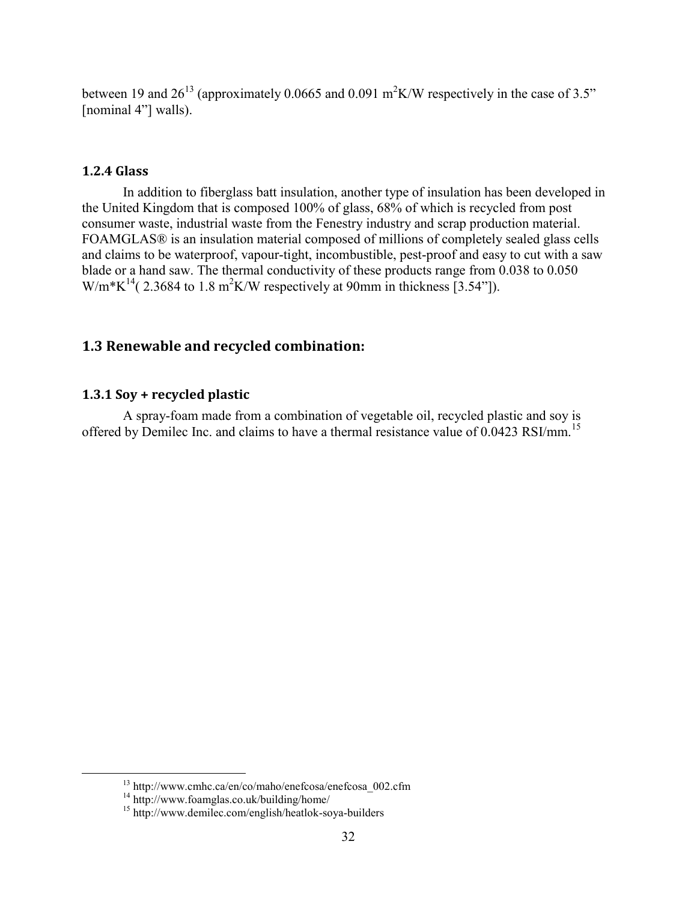between 19 and 26[13] (approximately 0.0665 and 0.091 $m^2K/W$ respectively in the case of 3.5" [nominal 4"] walls).

### 1.2.4 Glass

In addition to fiberglass batt insulation, another type of insulation has been developed in the United Kingdom that is composed 100% of glass, 68% of which is recycled from post consumer waste, industrial waste from the Fenestry industry and scrap production material. FOAMGLAS® is an insulation material composed of millions of completely sealed glass cells and claims to be waterproof, vapour-tight, incombustible, pest-proof and easy to cut with a saw blade or a hand saw. The thermal conductivity of these products range from 0.038 to 0.050 W/m*K[14]( 2.3684 to 1.8 $m^2K/W$ respectively at 90mm in thickness [3.54"]).

## 1.3 Renewable and recycled combination:

### 1.3.1 Soy + recycled plastic

A spray-foam made from a combination of vegetable oil, recycled plastic and soy is offered by Demilec Inc. and claims to have a thermal resistance value of 0.0423 RSI/mm.[15]

---

[13] http://www.cmhc.ca/en/co/maho/enefcosa/enefcosa_002.cfm

[14] http://www.foamglas.co.uk/building/home/

[15] http://www.demilec.com/english/heatlok-soya-builders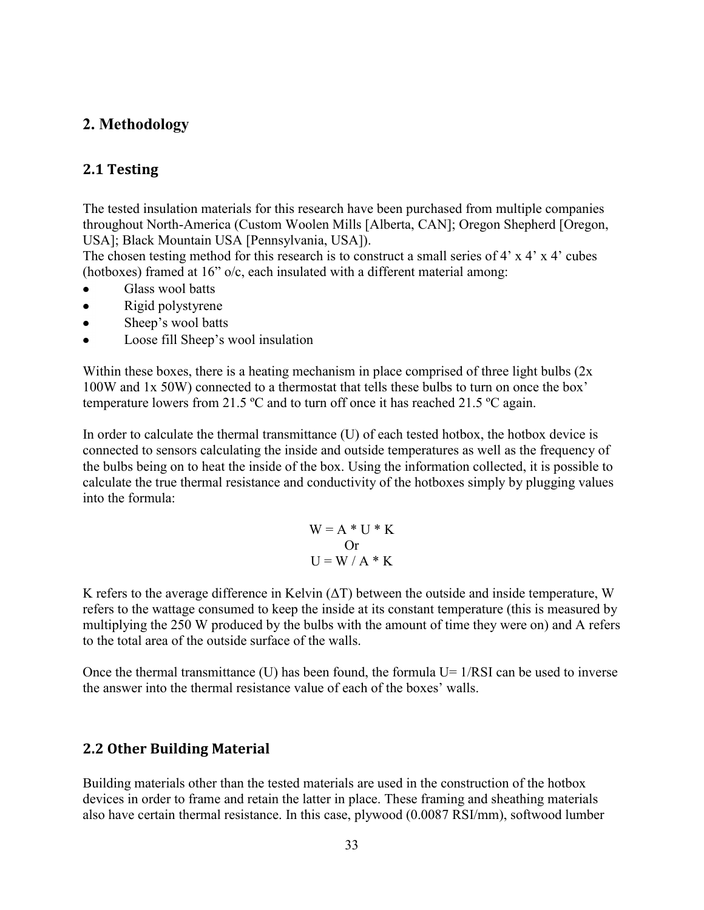## 2. Methodology

### 2.1 Testing

The tested insulation materials for this research have been purchased from multiple companies throughout North-America (Custom Woolen Mills [Alberta, CAN]; Oregon Shepherd [Oregon, USA]; Black Mountain USA [Pennsylvania, USA]).
The chosen testing method for this research is to construct a small series of 4' x 4' x 4' cubes (hotboxes) framed at 16" o/c, each insulated with a different material among:

- Glass wool batts
- Rigid polystyrene
- Sheep's wool batts
- Loose fill Sheep's wool insulation

Within these boxes, there is a heating mechanism in place comprised of three light bulbs (2x 100W and 1x 50W) connected to a thermostat that tells these bulbs to turn on once the box' temperature lowers from 21.5 ºC and to turn off once it has reached 21.5 ºC again.

In order to calculate the thermal transmittance (U) of each tested hotbox, the hotbox device is connected to sensors calculating the inside and outside temperatures as well as the frequency of the bulbs being on to heat the inside of the box. Using the information collected, it is possible to calculate the true thermal resistance and conductivity of the hotboxes simply by plugging values into the formula:

$$W = A * U * K$$

Or

$$U = W / A * K$$

K refers to the average difference in Kelvin ($\Delta T$) between the outside and inside temperature, W refers to the wattage consumed to keep the inside at its constant temperature (this is measured by multiplying the 250 W produced by the bulbs with the amount of time they were on) and A refers to the total area of the outside surface of the walls.

Once the thermal transmittance (U) has been found, the formula U= 1/RSI can be used to inverse the answer into the thermal resistance value of each of the boxes' walls.

### 2.2 Other Building Material

Building materials other than the tested materials are used in the construction of the hotbox devices in order to frame and retain the latter in place. These framing and sheathing materials also have certain thermal resistance. In this case, plywood (0.0087 RSI/mm), softwood lumber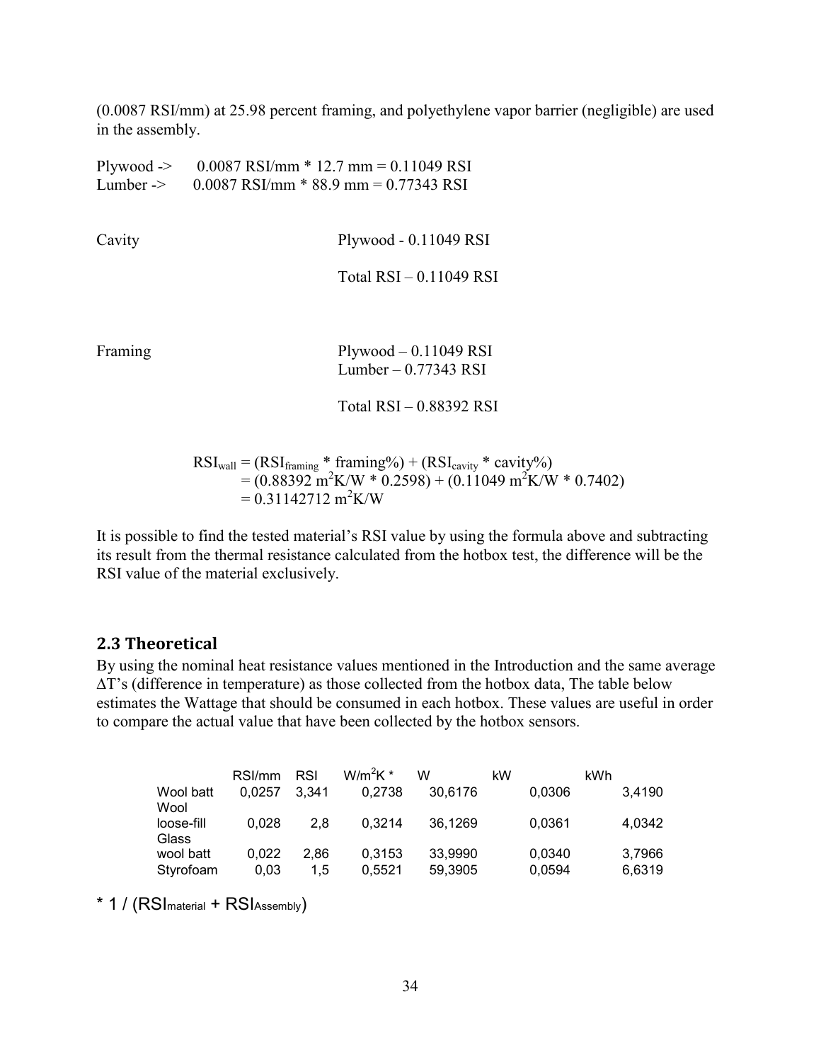(0.0087 RSI/mm) at 25.98 percent framing, and polyethylene vapor barrier (negligible) are used in the assembly.

Plywood -> 0.0087 RSI/mm * 12.7 mm = 0.11049 RSI
Lumber -> 0.0087 RSI/mm * 88.9 mm = 0.77343 RSI

Cavity

Plywood - 0.11049 RSI

Total RSI – 0.11049 RSI

Framing

Plywood – 0.11049 RSI
Lumber – 0.77343 RSI

Total RSI – 0.88392 RSI

$$
\begin{aligned}
RSI_{wall} &= (RSI_{framing} * \text{framing}\%) + (RSI_{cavity} * \text{cavity}\%) \\
&= (0.88392\ m^2K/W * 0.2598) + (0.11049\ m^2K/W * 0.7402) \\
&= 0.31142712\ m^2K/W
\end{aligned}
$$

It is possible to find the tested material's RSI value by using the formula above and subtracting its result from the thermal resistance calculated from the hotbox test, the difference will be the RSI value of the material exclusively.

## 2.3 Theoretical

By using the nominal heat resistance values mentioned in the Introduction and the same average ΔT's (difference in temperature) as those collected from the hotbox data, The table below estimates the Wattage that should be consumed in each hotbox. These values are useful in order to compare the actual value that have been collected by the hotbox sensors.

| | RSI/mm | RSI | $W/m^2K$ * | W | kW | kWh |
|---|---|---|---|---|---|---|
| Wool batt | 0,0257 | 3,341 | 0,2738 | 30,6176 | 0,0306 | 3,4190 |
| Wool loose-fill | 0,028 | 2,8 | 0,3214 | 36,1269 | 0,0361 | 4,0342 |
| Glass wool batt | 0,022 | 2,86 | 0,3153 | 33,9990 | 0,0340 | 3,7966 |
| Styrofoam | 0,03 | 1,5 | 0,5521 | 59,3905 | 0,0594 | 6,6319 |

* $1 / (RSI_{material} + RSI_{Assembly})$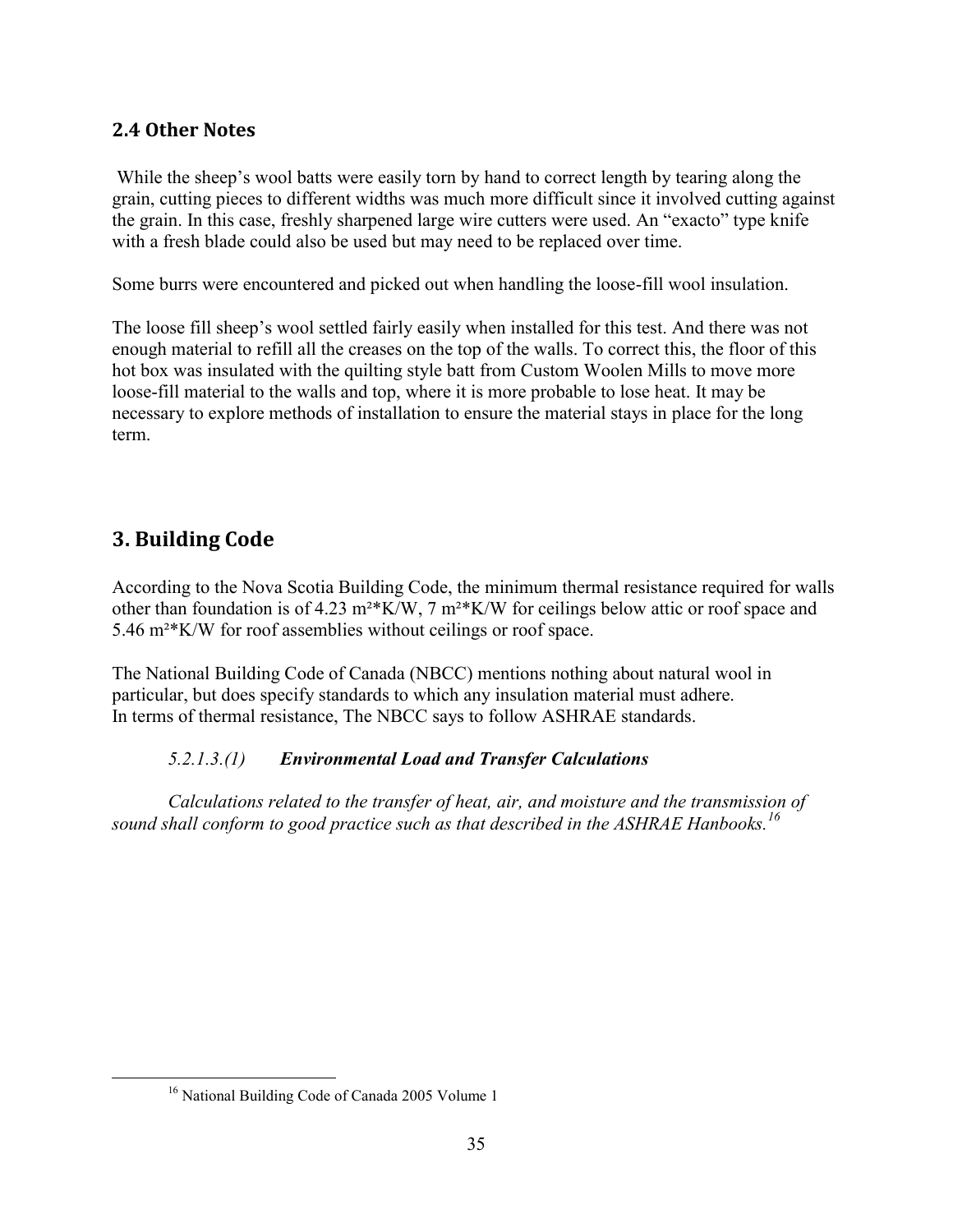## 2.4 Other Notes

While the sheep's wool batts were easily torn by hand to correct length by tearing along the grain, cutting pieces to different widths was much more difficult since it involved cutting against the grain. In this case, freshly sharpened large wire cutters were used. An "exacto" type knife with a fresh blade could also be used but may need to be replaced over time.

Some burrs were encountered and picked out when handling the loose-fill wool insulation.

The loose fill sheep's wool settled fairly easily when installed for this test. And there was not enough material to refill all the creases on the top of the walls. To correct this, the floor of this hot box was insulated with the quilting style batt from Custom Woolen Mills to move more loose-fill material to the walls and top, where it is more probable to lose heat. It may be necessary to explore methods of installation to ensure the material stays in place for the long term.

# 3. Building Code

According to the Nova Scotia Building Code, the minimum thermal resistance required for walls other than foundation is of 4.23 m²*K/W, 7 m²*K/W for ceilings below attic or roof space and 5.46 m²*K/W for roof assemblies without ceilings or roof space.

The National Building Code of Canada (NBCC) mentions nothing about natural wool in particular, but does specify standards to which any insulation material must adhere. In terms of thermal resistance, The NBCC says to follow ASHRAE standards.

*5.2.1.3.(1)* ***Environmental Load and Transfer Calculations***

*Calculations related to the transfer of heat, air, and moisture and the transmission of sound shall conform to good practice such as that described in the ASHRAE Hanbooks.*[16]

[16] National Building Code of Canada 2005 Volume 1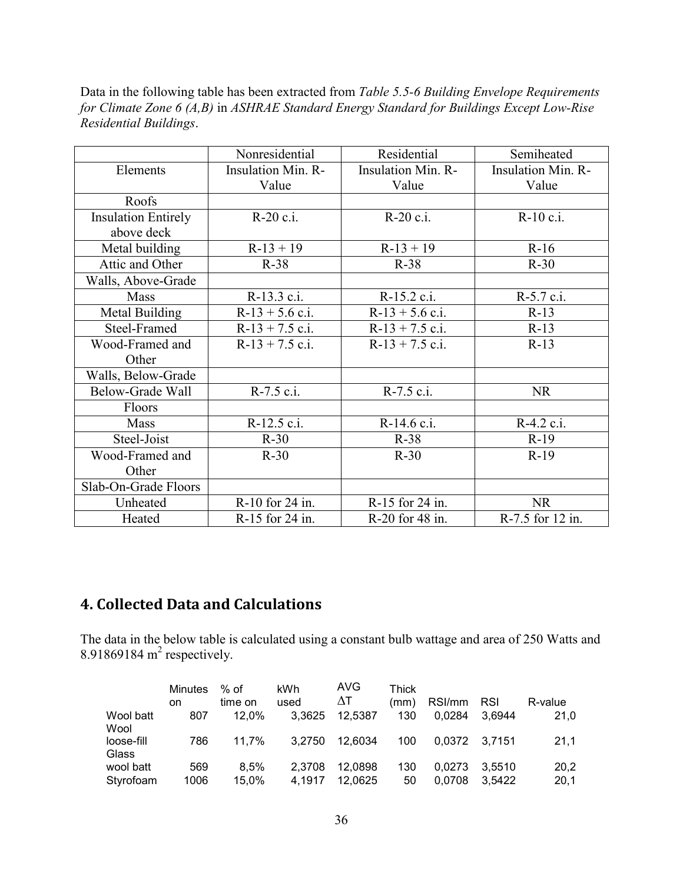Data in the following table has been extracted from *Table 5.5-6 Building Envelope Requirements for Climate Zone 6 (A,B)* in *ASHRAE Standard Energy Standard for Buildings Except Low-Rise Residential Buildings*.

| | Nonresidential | Residential | Semiheated |
|---|---|---|---|
| Elements | Insulation Min. R-Value | Insulation Min. R-Value | Insulation Min. R-Value |
| Roofs | | | |
| Insulation Entirely above deck | R-20 c.i. | R-20 c.i. | R-10 c.i. |
| Metal building | R-13 + 19 | R-13 + 19 | R-16 |
| Attic and Other | R-38 | R-38 | R-30 |
| Walls, Above-Grade | | | |
| Mass | R-13.3 c.i. | R-15.2 c.i. | R-5.7 c.i. |
| Metal Building | R-13 + 5.6 c.i. | R-13 + 5.6 c.i. | R-13 |
| Steel-Framed | R-13 + 7.5 c.i. | R-13 + 7.5 c.i. | R-13 |
| Wood-Framed and Other | R-13 + 7.5 c.i. | R-13 + 7.5 c.i. | R-13 |
| Walls, Below-Grade | | | |
| Below-Grade Wall | R-7.5 c.i. | R-7.5 c.i. | NR |
| Floors | | | |
| Mass | R-12.5 c.i. | R-14.6 c.i. | R-4.2 c.i. |
| Steel-Joist | R-30 | R-38 | R-19 |
| Wood-Framed and Other | R-30 | R-30 | R-19 |
| Slab-On-Grade Floors | | | |
| Unheated | R-10 for 24 in. | R-15 for 24 in. | NR |
| Heated | R-15 for 24 in. | R-20 for 48 in. | R-7.5 for 12 in. |

## 4. Collected Data and Calculations

The data in the below table is calculated using a constant bulb wattage and area of 250 Watts and 8.91869184 m$^2$ respectively.

| | Minutes on | % of time on | kWh used | AVG $\Delta$T | Thick (mm) | RSI/mm | RSI | R-value |
|---|---|---|---|---|---|---|---|---|
| Wool batt | 807 | 12,0% | 3,3625 | 12,5387 | 130 | 0,0284 | 3,6944 | 21,0 |
| Wool loose-fill | 786 | 11,7% | 3,2750 | 12,6034 | 100 | 0,0372 | 3,7151 | 21,1 |
| Glass wool batt | 569 | 8,5% | 2,3708 | 12,0898 | 130 | 0,0273 | 3,5510 | 20,2 |
| Styrofoam | 1006 | 15,0% | 4,1917 | 12,0625 | 50 | 0,0708 | 3,5422 | 20,1 |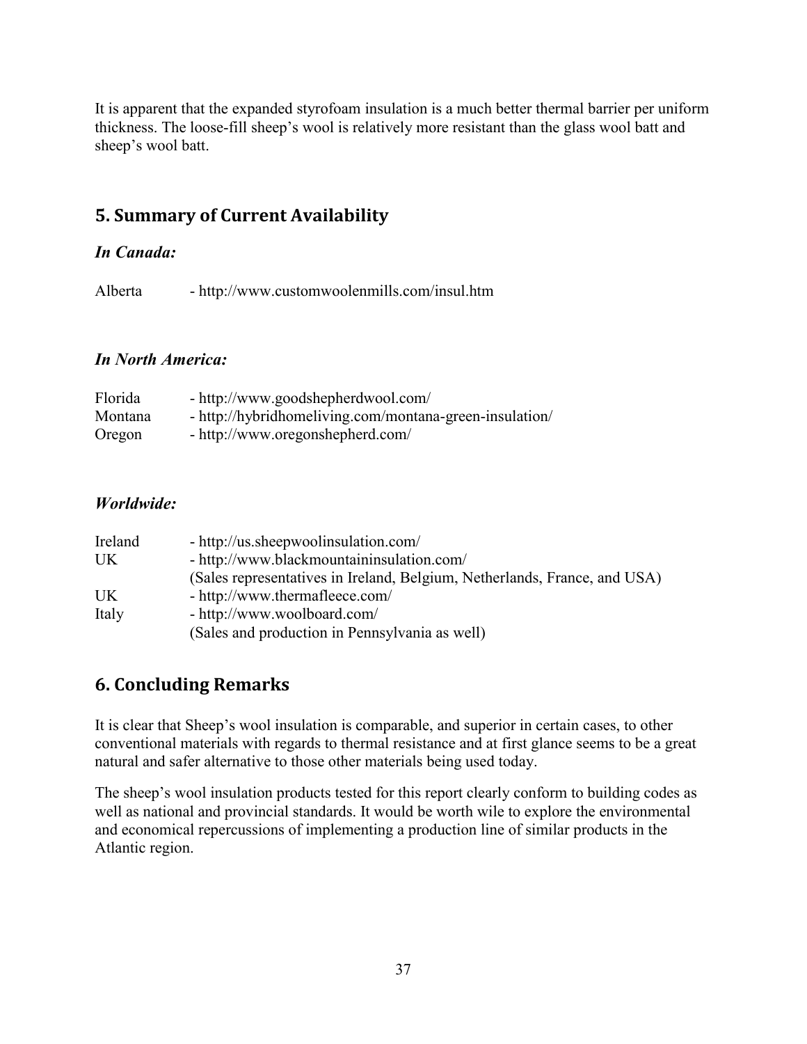It is apparent that the expanded styrofoam insulation is a much better thermal barrier per uniform thickness. The loose-fill sheep's wool is relatively more resistant than the glass wool batt and sheep's wool batt.

## 5. Summary of Current Availability

### *In Canada:*

Alberta - http://www.customwoolenmills.com/insul.htm

### *In North America:*

Florida - http://www.goodshepherdwool.com/
Montana - http://hybridhomeliving.com/montana-green-insulation/
Oregon - http://www.oregonshepherd.com/

### *Worldwide:*

Ireland - http://us.sheepwoolinsulation.com/
UK - http://www.blackmountaininsulation.com/
(Sales representatives in Ireland, Belgium, Netherlands, France, and USA)
UK - http://www.thermafleece.com/
Italy - http://www.woolboard.com/
(Sales and production in Pennsylvania as well)

## 6. Concluding Remarks

It is clear that Sheep's wool insulation is comparable, and superior in certain cases, to other conventional materials with regards to thermal resistance and at first glance seems to be a great natural and safer alternative to those other materials being used today.

The sheep's wool insulation products tested for this report clearly conform to building codes as well as national and provincial standards. It would be worth wile to explore the environmental and economical repercussions of implementing a production line of similar products in the Atlantic region.